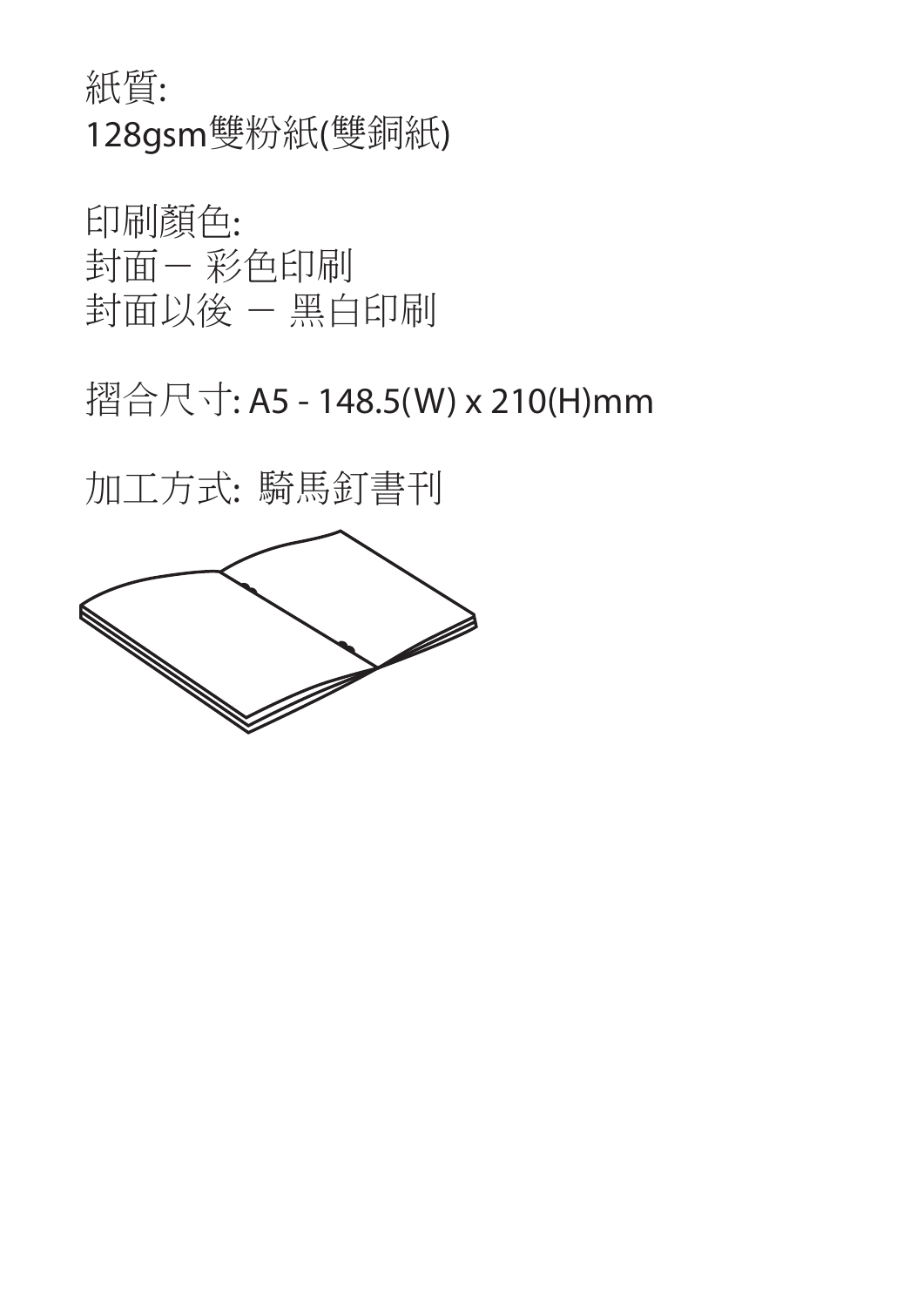紙質:
128gsm雙粉紙(雙銅紙)

印刷顏色:
封面 – 彩色印刷
封面以後 – 黑白印刷

摺合尺寸: A5 - 148.5(W) x 210(H)mm

加工方式: 騎馬釘書刊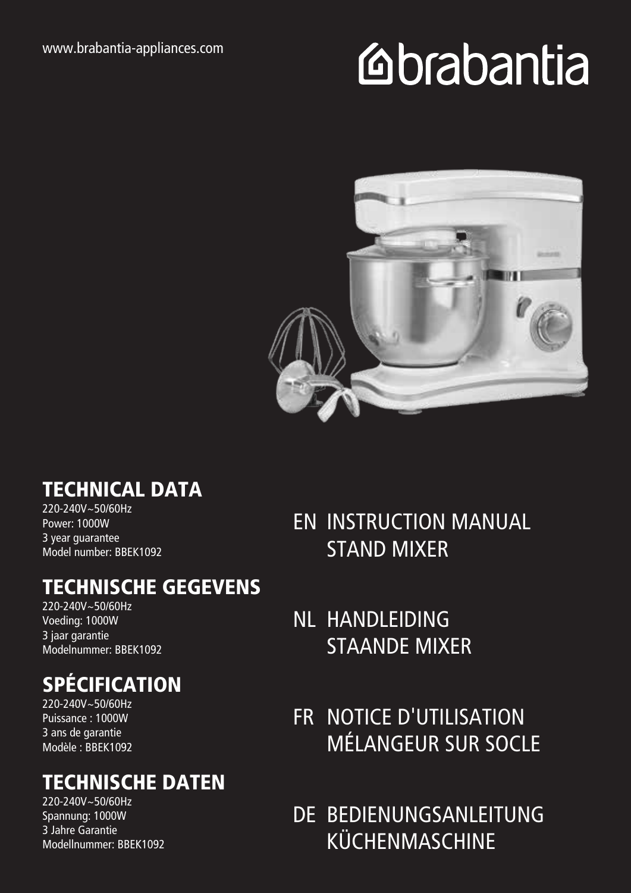www.brabantia-appliances.com

brabantia

## TECHNICAL DATA

220-240V~50/60Hz
Power: 1000W
3 year guarantee
Model number: BBEK1092

## TECHNISCHE GEGEVENS

220-240V~50/60Hz
Voeding: 1000W
3 jaar garantie
Modelnummer: BBEK1092

## SPÉCIFICATION

220-240V~50/60Hz
Puissance : 1000W
3 ans de garantie
Modèle : BBEK1092

## TECHNISCHE DATEN

220-240V~50/60Hz
Spannung: 1000W
3 Jahre Garantie
Modellnummer: BBEK1092

EN INSTRUCTION MANUAL
STAND MIXER

NL HANDLEIDING
STAANDE MIXER

FR NOTICE D'UTILISATION
MÉLANGEUR SUR SOCLE

DE BEDIENUNGSANLEITUNG
KÜCHENMASCHINE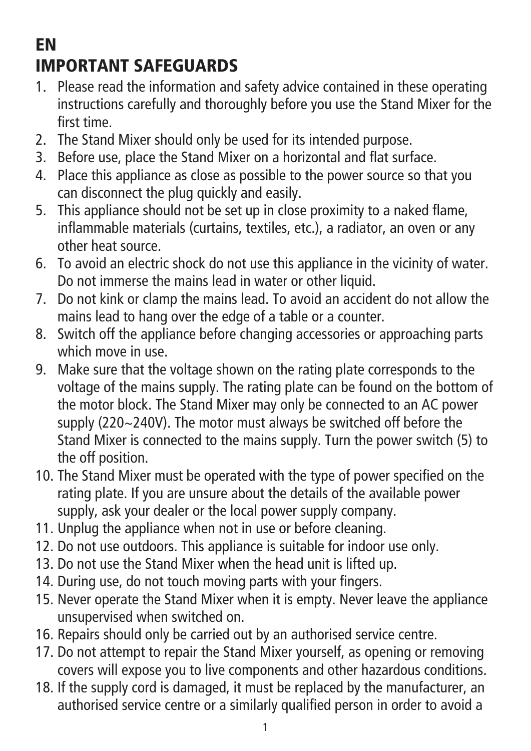# EN

## IMPORTANT SAFEGUARDS

1. Please read the information and safety advice contained in these operating instructions carefully and thoroughly before you use the Stand Mixer for the first time.
2. The Stand Mixer should only be used for its intended purpose.
3. Before use, place the Stand Mixer on a horizontal and flat surface.
4. Place this appliance as close as possible to the power source so that you can disconnect the plug quickly and easily.
5. This appliance should not be set up in close proximity to a naked flame, inflammable materials (curtains, textiles, etc.), a radiator, an oven or any other heat source.
6. To avoid an electric shock do not use this appliance in the vicinity of water. Do not immerse the mains lead in water or other liquid.
7. Do not kink or clamp the mains lead. To avoid an accident do not allow the mains lead to hang over the edge of a table or a counter.
8. Switch off the appliance before changing accessories or approaching parts which move in use.
9. Make sure that the voltage shown on the rating plate corresponds to the voltage of the mains supply. The rating plate can be found on the bottom of the motor block. The Stand Mixer may only be connected to an AC power supply (220~240V). The motor must always be switched off before the Stand Mixer is connected to the mains supply. Turn the power switch (5) to the off position.
10. The Stand Mixer must be operated with the type of power specified on the rating plate. If you are unsure about the details of the available power supply, ask your dealer or the local power supply company.
11. Unplug the appliance when not in use or before cleaning.
12. Do not use outdoors. This appliance is suitable for indoor use only.
13. Do not use the Stand Mixer when the head unit is lifted up.
14. During use, do not touch moving parts with your fingers.
15. Never operate the Stand Mixer when it is empty. Never leave the appliance unsupervised when switched on.
16. Repairs should only be carried out by an authorised service centre.
17. Do not attempt to repair the Stand Mixer yourself, as opening or removing covers will expose you to live components and other hazardous conditions.
18. If the supply cord is damaged, it must be replaced by the manufacturer, an authorised service centre or a similarly qualified person in order to avoid a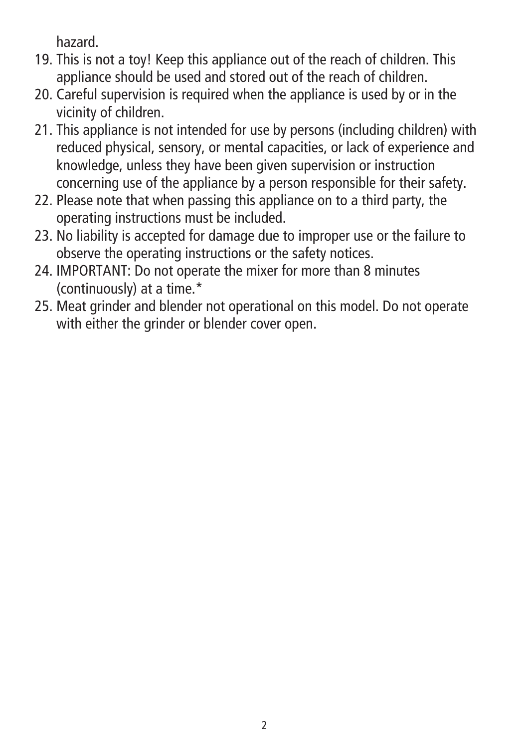hazard.

19. This is not a toy! Keep this appliance out of the reach of children. This appliance should be used and stored out of the reach of children.
20. Careful supervision is required when the appliance is used by or in the vicinity of children.
21. This appliance is not intended for use by persons (including children) with reduced physical, sensory, or mental capacities, or lack of experience and knowledge, unless they have been given supervision or instruction concerning use of the appliance by a person responsible for their safety.
22. Please note that when passing this appliance on to a third party, the operating instructions must be included.
23. No liability is accepted for damage due to improper use or the failure to observe the operating instructions or the safety notices.
24. IMPORTANT: Do not operate the mixer for more than 8 minutes (continuously) at a time.*
25. Meat grinder and blender not operational on this model. Do not operate with either the grinder or blender cover open.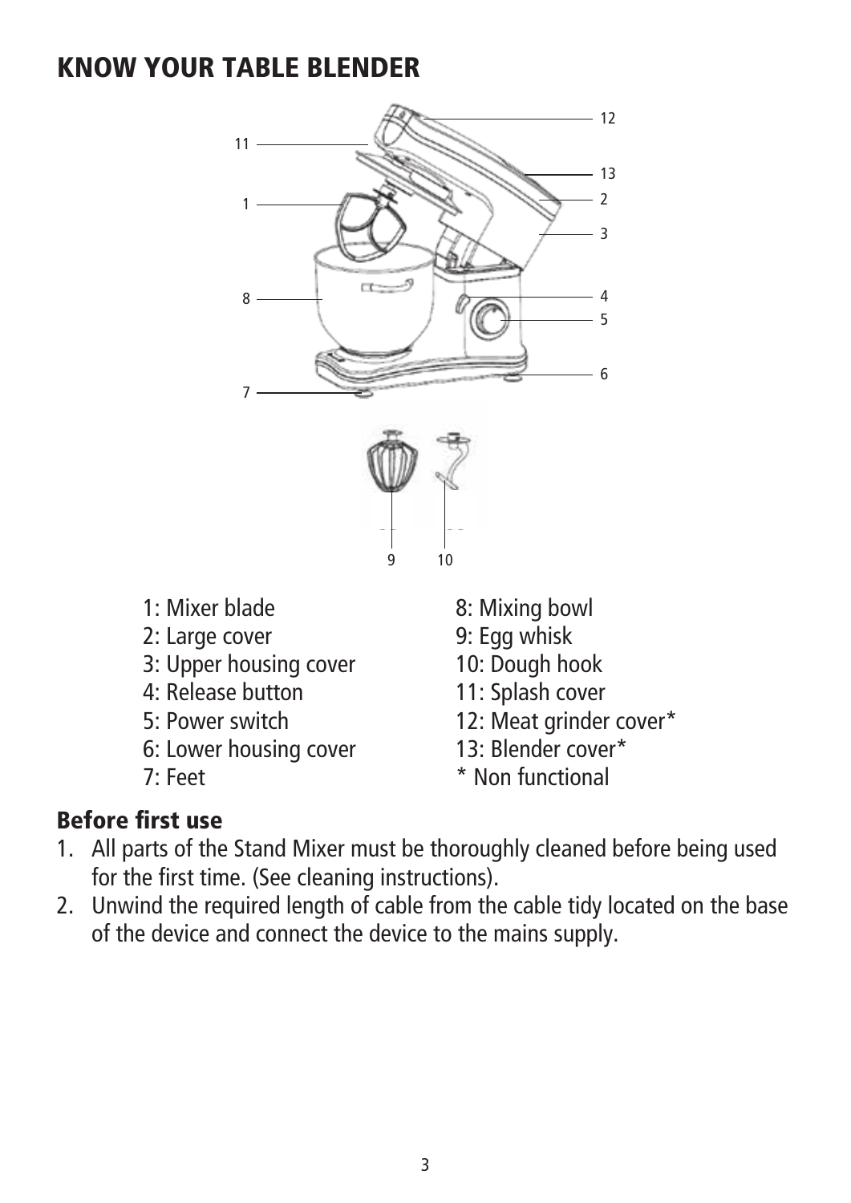# KNOW YOUR TABLE BLENDER

1: Mixer blade
2: Large cover
3: Upper housing cover
4: Release button
5: Power switch
6: Lower housing cover
7: Feet
8: Mixing bowl
9: Egg whisk
10: Dough hook
11: Splash cover
12: Meat grinder cover*
13: Blender cover*
* Non functional

## Before first use

1. All parts of the Stand Mixer must be thoroughly cleaned before being used for the first time. (See cleaning instructions).
2. Unwind the required length of cable from the cable tidy located on the base of the device and connect the device to the mains supply.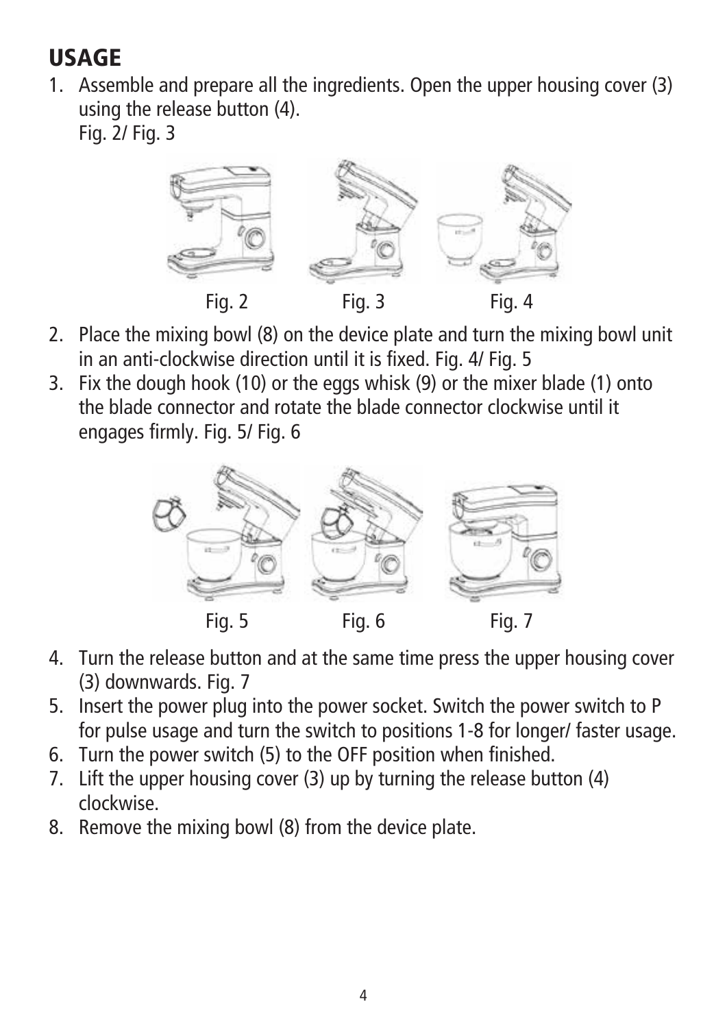## USAGE

1. Assemble and prepare all the ingredients. Open the upper housing cover (3) using the release button (4).
   Fig. 2/ Fig. 3

Fig. 2 Fig. 3 Fig. 4

2. Place the mixing bowl (8) on the device plate and turn the mixing bowl unit in an anti-clockwise direction until it is fixed. Fig. 4/ Fig. 5
3. Fix the dough hook (10) or the eggs whisk (9) or the mixer blade (1) onto the blade connector and rotate the blade connector clockwise until it engages firmly. Fig. 5/ Fig. 6

Fig. 5 Fig. 6 Fig. 7

4. Turn the release button and at the same time press the upper housing cover (3) downwards. Fig. 7
5. Insert the power plug into the power socket. Switch the power switch to P for pulse usage and turn the switch to positions 1-8 for longer/ faster usage.
6. Turn the power switch (5) to the OFF position when finished.
7. Lift the upper housing cover (3) up by turning the release button (4) clockwise.
8. Remove the mixing bowl (8) from the device plate.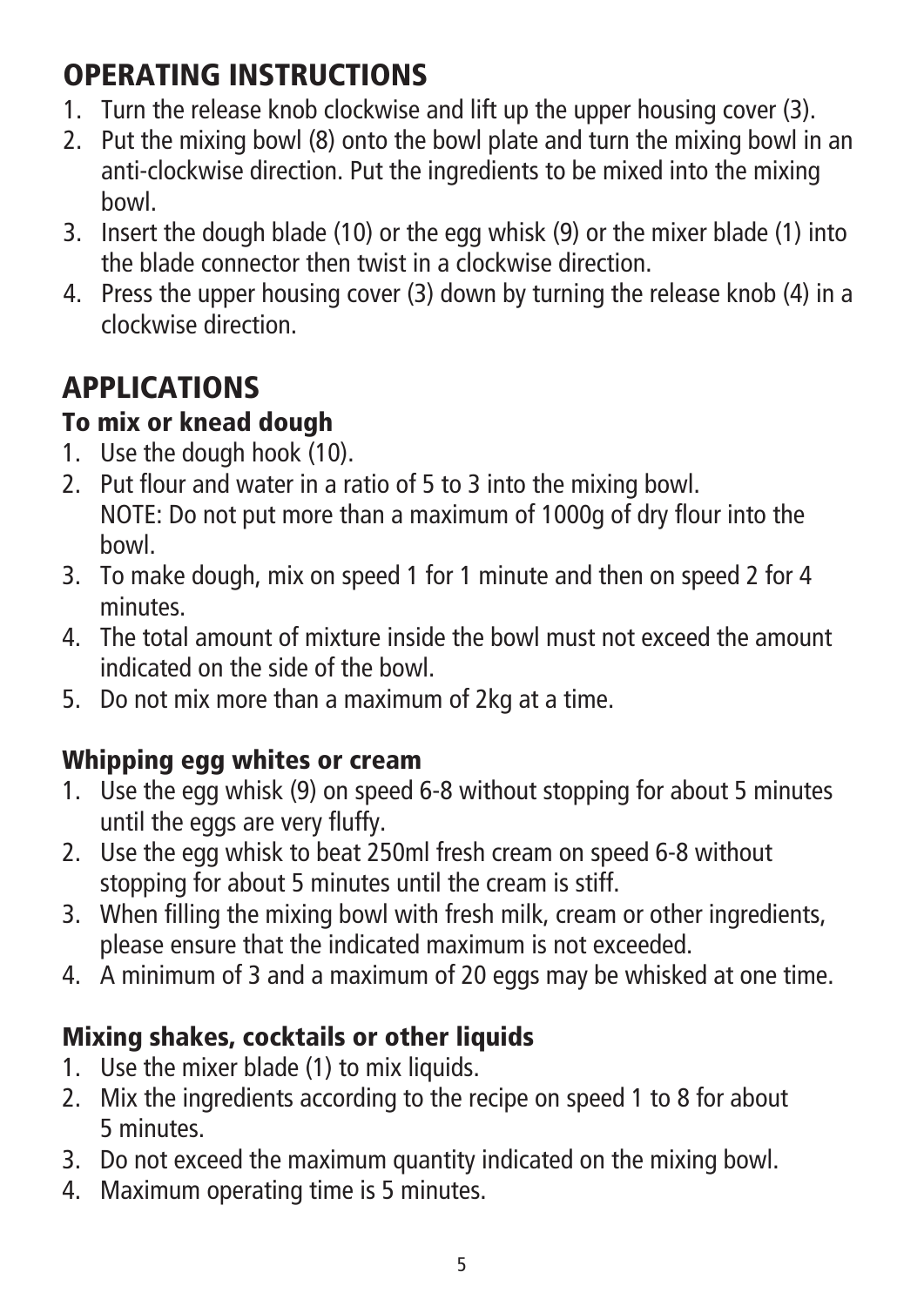## OPERATING INSTRUCTIONS

1. Turn the release knob clockwise and lift up the upper housing cover (3).
2. Put the mixing bowl (8) onto the bowl plate and turn the mixing bowl in an anti-clockwise direction. Put the ingredients to be mixed into the mixing bowl.
3. Insert the dough blade (10) or the egg whisk (9) or the mixer blade (1) into the blade connector then twist in a clockwise direction.
4. Press the upper housing cover (3) down by turning the release knob (4) in a clockwise direction.

## APPLICATIONS

### To mix or knead dough

1. Use the dough hook (10).
2. Put flour and water in a ratio of 5 to 3 into the mixing bowl.
   NOTE: Do not put more than a maximum of 1000g of dry flour into the bowl.
3. To make dough, mix on speed 1 for 1 minute and then on speed 2 for 4 minutes.
4. The total amount of mixture inside the bowl must not exceed the amount indicated on the side of the bowl.
5. Do not mix more than a maximum of 2kg at a time.

### Whipping egg whites or cream

1. Use the egg whisk (9) on speed 6-8 without stopping for about 5 minutes until the eggs are very fluffy.
2. Use the egg whisk to beat 250ml fresh cream on speed 6-8 without stopping for about 5 minutes until the cream is stiff.
3. When filling the mixing bowl with fresh milk, cream or other ingredients, please ensure that the indicated maximum is not exceeded.
4. A minimum of 3 and a maximum of 20 eggs may be whisked at one time.

### Mixing shakes, cocktails or other liquids

1. Use the mixer blade (1) to mix liquids.
2. Mix the ingredients according to the recipe on speed 1 to 8 for about 5 minutes.
3. Do not exceed the maximum quantity indicated on the mixing bowl.
4. Maximum operating time is 5 minutes.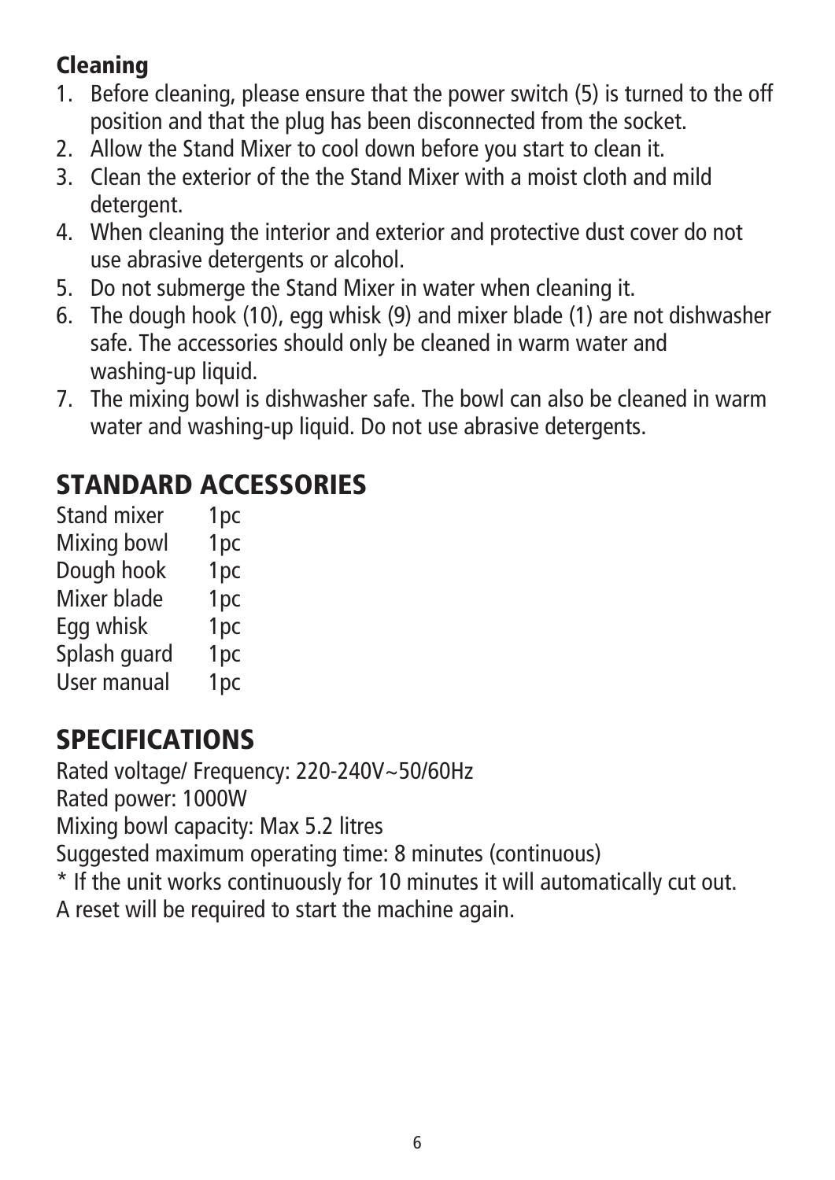### Cleaning

1. Before cleaning, please ensure that the power switch (5) is turned to the off position and that the plug has been disconnected from the socket.
2. Allow the Stand Mixer to cool down before you start to clean it.
3. Clean the exterior of the the Stand Mixer with a moist cloth and mild detergent.
4. When cleaning the interior and exterior and protective dust cover do not use abrasive detergents or alcohol.
5. Do not submerge the Stand Mixer in water when cleaning it.
6. The dough hook (10), egg whisk (9) and mixer blade (1) are not dishwasher safe. The accessories should only be cleaned in warm water and washing-up liquid.
7. The mixing bowl is dishwasher safe. The bowl can also be cleaned in warm water and washing-up liquid. Do not use abrasive detergents.

## STANDARD ACCESSORIES

| | |
|---|---|
| Stand mixer | 1pc |
| Mixing bowl | 1pc |
| Dough hook | 1pc |
| Mixer blade | 1pc |
| Egg whisk | 1pc |
| Splash guard | 1pc |
| User manual | 1pc |

## SPECIFICATIONS

Rated voltage/ Frequency: 220-240V~50/60Hz
Rated power: 1000W
Mixing bowl capacity: Max 5.2 litres
Suggested maximum operating time: 8 minutes (continuous)
* If the unit works continuously for 10 minutes it will automatically cut out.
A reset will be required to start the machine again.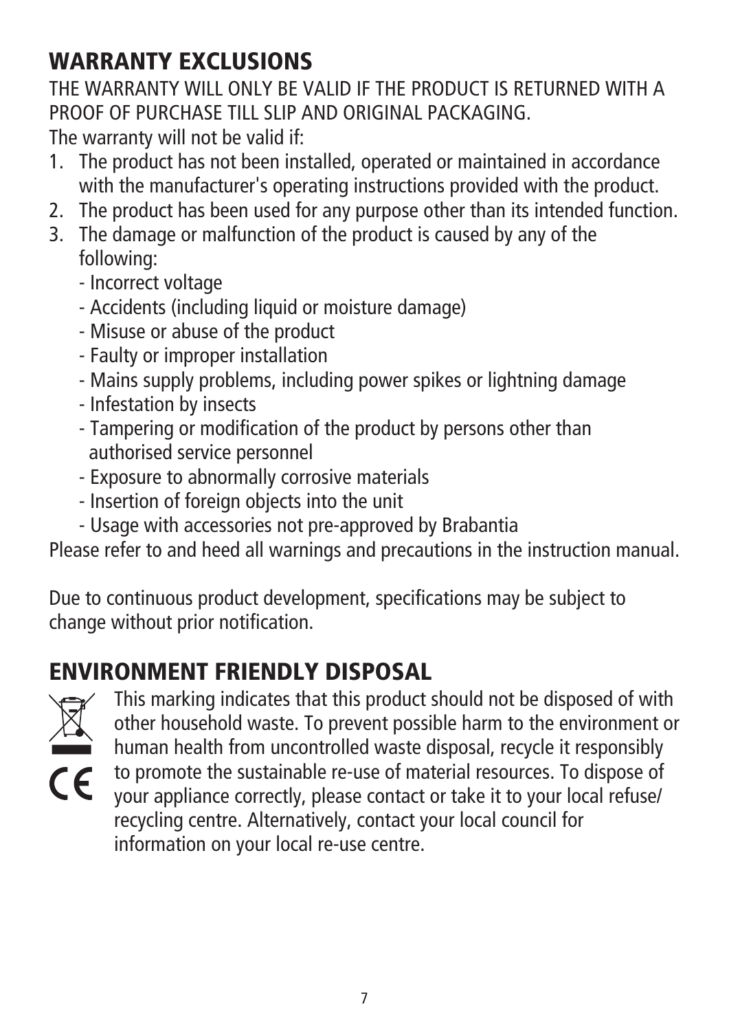## WARRANTY EXCLUSIONS

THE WARRANTY WILL ONLY BE VALID IF THE PRODUCT IS RETURNED WITH A PROOF OF PURCHASE TILL SLIP AND ORIGINAL PACKAGING.

The warranty will not be valid if:

1. The product has not been installed, operated or maintained in accordance with the manufacturer's operating instructions provided with the product.
2. The product has been used for any purpose other than its intended function.
3. The damage or malfunction of the product is caused by any of the following:
   - Incorrect voltage
   - Accidents (including liquid or moisture damage)
   - Misuse or abuse of the product
   - Faulty or improper installation
   - Mains supply problems, including power spikes or lightning damage
   - Infestation by insects
   - Tampering or modification of the product by persons other than authorised service personnel
   - Exposure to abnormally corrosive materials
   - Insertion of foreign objects into the unit
   - Usage with accessories not pre-approved by Brabantia

Please refer to and heed all warnings and precautions in the instruction manual.

Due to continuous product development, specifications may be subject to change without prior notification.

## ENVIRONMENT FRIENDLY DISPOSAL

This marking indicates that this product should not be disposed of with other household waste. To prevent possible harm to the environment or human health from uncontrolled waste disposal, recycle it responsibly to promote the sustainable re-use of material resources. To dispose of your appliance correctly, please contact or take it to your local refuse/ recycling centre. Alternatively, contact your local council for information on your local re-use centre.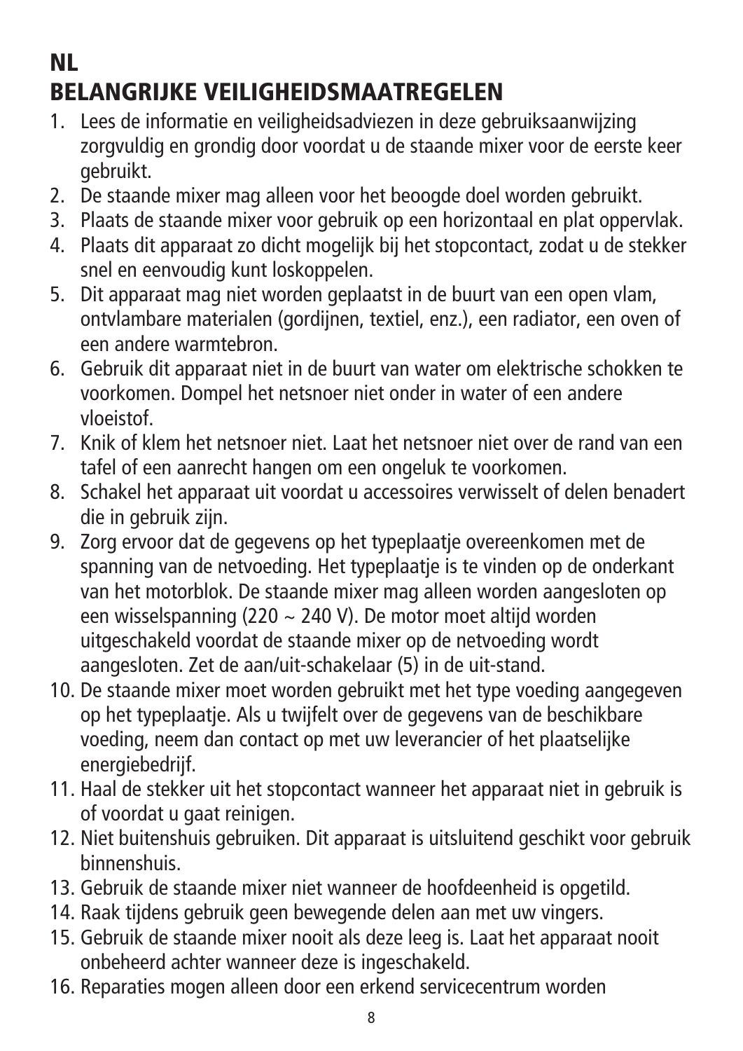# NL

# BELANGRIJKE VEILIGHEIDSMAATREGELEN

1. Lees de informatie en veiligheidsadviezen in deze gebruiksaanwijzing zorgvuldig en grondig door voordat u de staande mixer voor de eerste keer gebruikt.
2. De staande mixer mag alleen voor het beoogde doel worden gebruikt.
3. Plaats de staande mixer voor gebruik op een horizontaal en plat oppervlak.
4. Plaats dit apparaat zo dicht mogelijk bij het stopcontact, zodat u de stekker snel en eenvoudig kunt loskoppelen.
5. Dit apparaat mag niet worden geplaatst in de buurt van een open vlam, ontvlambare materialen (gordijnen, textiel, enz.), een radiator, een oven of een andere warmtebron.
6. Gebruik dit apparaat niet in de buurt van water om elektrische schokken te voorkomen. Dompel het netsnoer niet onder in water of een andere vloeistof.
7. Knik of klem het netsnoer niet. Laat het netsnoer niet over de rand van een tafel of een aanrecht hangen om een ongeluk te voorkomen.
8. Schakel het apparaat uit voordat u accessoires verwisselt of delen benadert die in gebruik zijn.
9. Zorg ervoor dat de gegevens op het typeplaatje overeenkomen met de spanning van de netvoeding. Het typeplaatje is te vinden op de onderkant van het motorblok. De staande mixer mag alleen worden aangesloten op een wisselspanning (220 ~ 240 V). De motor moet altijd worden uitgeschakeld voordat de staande mixer op de netvoeding wordt aangesloten. Zet de aan/uit-schakelaar (5) in de uit-stand.
10. De staande mixer moet worden gebruikt met het type voeding aangegeven op het typeplaatje. Als u twijfelt over de gegevens van de beschikbare voeding, neem dan contact op met uw leverancier of het plaatselijke energiebedrijf.
11. Haal de stekker uit het stopcontact wanneer het apparaat niet in gebruik is of voordat u gaat reinigen.
12. Niet buitenshuis gebruiken. Dit apparaat is uitsluitend geschikt voor gebruik binnenshuis.
13. Gebruik de staande mixer niet wanneer de hoofdeenheid is opgetild.
14. Raak tijdens gebruik geen bewegende delen aan met uw vingers.
15. Gebruik de staande mixer nooit als deze leeg is. Laat het apparaat nooit onbeheerd achter wanneer deze is ingeschakeld.
16. Reparaties mogen alleen door een erkend servicecentrum worden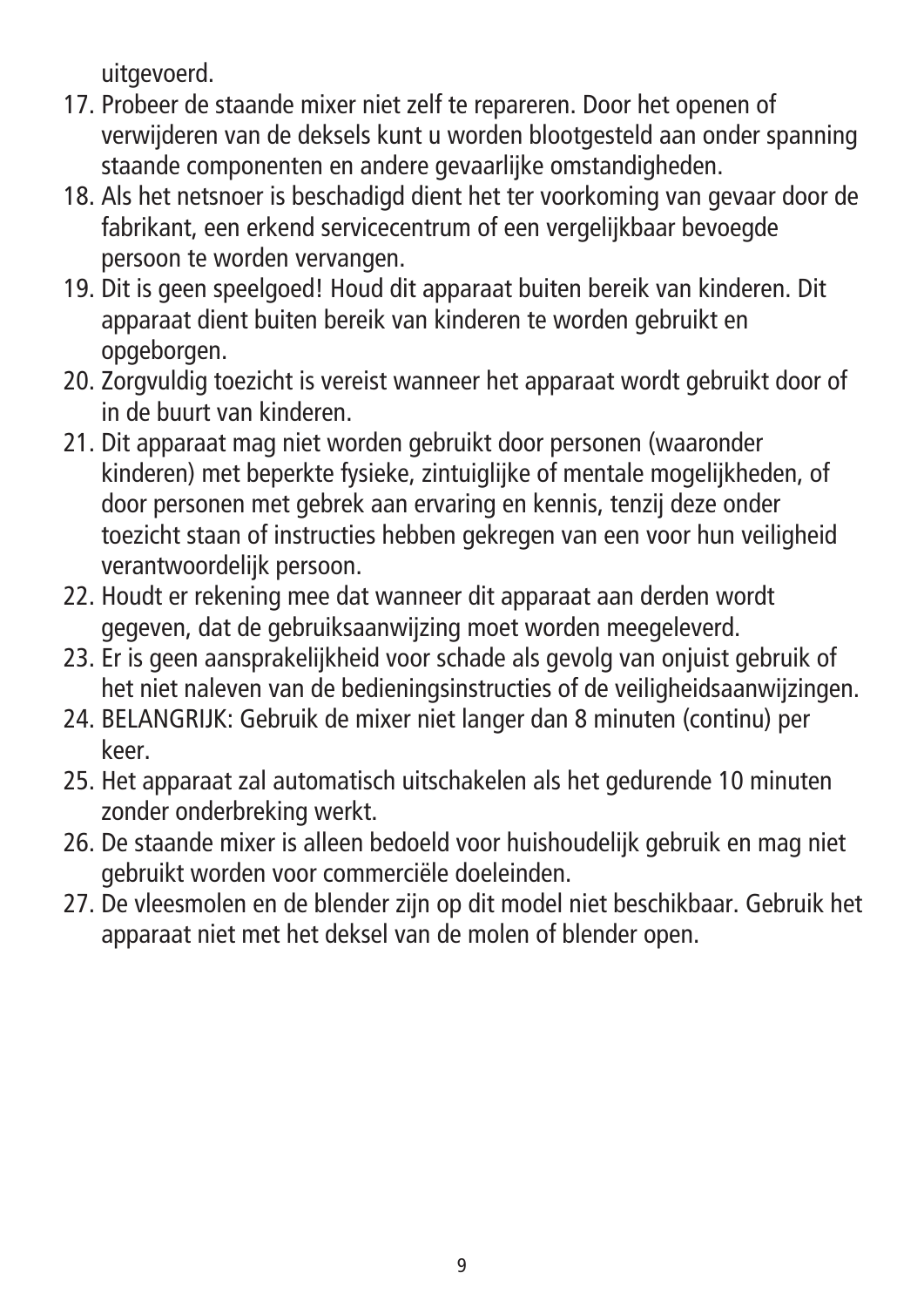uitgevoerd.

17. Probeer de staande mixer niet zelf te repareren. Door het openen of verwijderen van de deksels kunt u worden blootgesteld aan onder spanning staande componenten en andere gevaarlijke omstandigheden.
18. Als het netsnoer is beschadigd dient het ter voorkoming van gevaar door de fabrikant, een erkend servicecentrum of een vergelijkbaar bevoegde persoon te worden vervangen.
19. Dit is geen speelgoed! Houd dit apparaat buiten bereik van kinderen. Dit apparaat dient buiten bereik van kinderen te worden gebruikt en opgeborgen.
20. Zorgvuldig toezicht is vereist wanneer het apparaat wordt gebruikt door of in de buurt van kinderen.
21. Dit apparaat mag niet worden gebruikt door personen (waaronder kinderen) met beperkte fysieke, zintuiglijke of mentale mogelijkheden, of door personen met gebrek aan ervaring en kennis, tenzij deze onder toezicht staan of instructies hebben gekregen van een voor hun veiligheid verantwoordelijk persoon.
22. Houdt er rekening mee dat wanneer dit apparaat aan derden wordt gegeven, dat de gebruiksaanwijzing moet worden meegeleverd.
23. Er is geen aansprakelijkheid voor schade als gevolg van onjuist gebruik of het niet naleven van de bedieningsinstructies of de veiligheidsaanwijzingen.
24. BELANGRIJK: Gebruik de mixer niet langer dan 8 minuten (continu) per keer.
25. Het apparaat zal automatisch uitschakelen als het gedurende 10 minuten zonder onderbreking werkt.
26. De staande mixer is alleen bedoeld voor huishoudelijk gebruik en mag niet gebruikt worden voor commerciële doeleinden.
27. De vleesmolen en de blender zijn op dit model niet beschikbaar. Gebruik het apparaat niet met het deksel van de molen of blender open.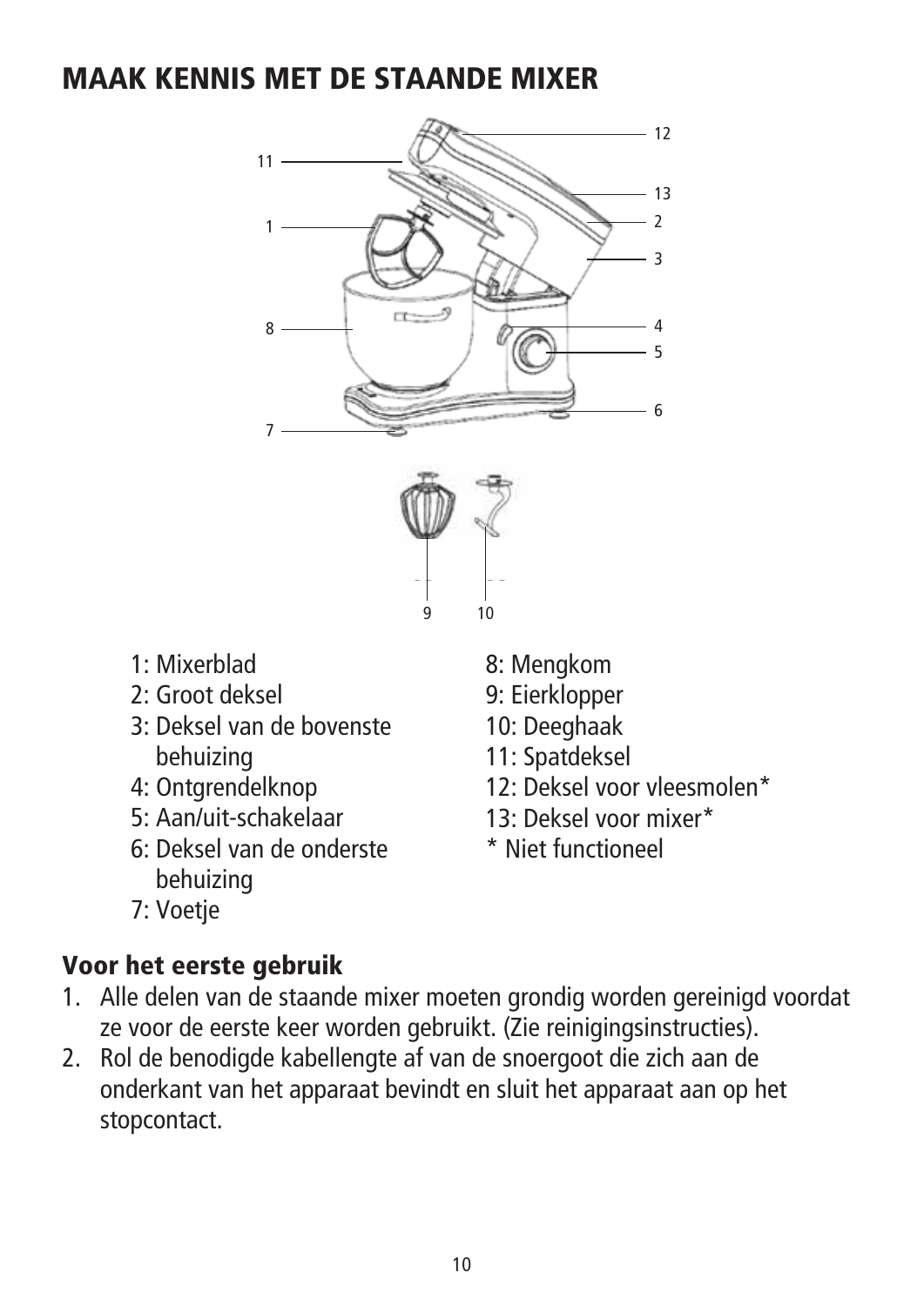# MAAK KENNIS MET DE STAANDE MIXER

- 1: Mixerblad
- 2: Groot deksel
- 3: Deksel van de bovenste behuizing
- 4: Ontgrendelknop
- 5: Aan/uit-schakelaar
- 6: Deksel van de onderste behuizing
- 7: Voetje
- 8: Mengkom
- 9: Eierklopper
- 10: Deeghaak
- 11: Spatdeksel
- 12: Deksel voor vleesmolen*
- 13: Deksel voor mixer*

\* Niet functioneel

## Voor het eerste gebruik

1. Alle delen van de staande mixer moeten grondig worden gereinigd voordat ze voor de eerste keer worden gebruikt. (Zie reinigingsinstructies).
2. Rol de benodigde kabellengte af van de snoergoot die zich aan de onderkant van het apparaat bevindt en sluit het apparaat aan op het stopcontact.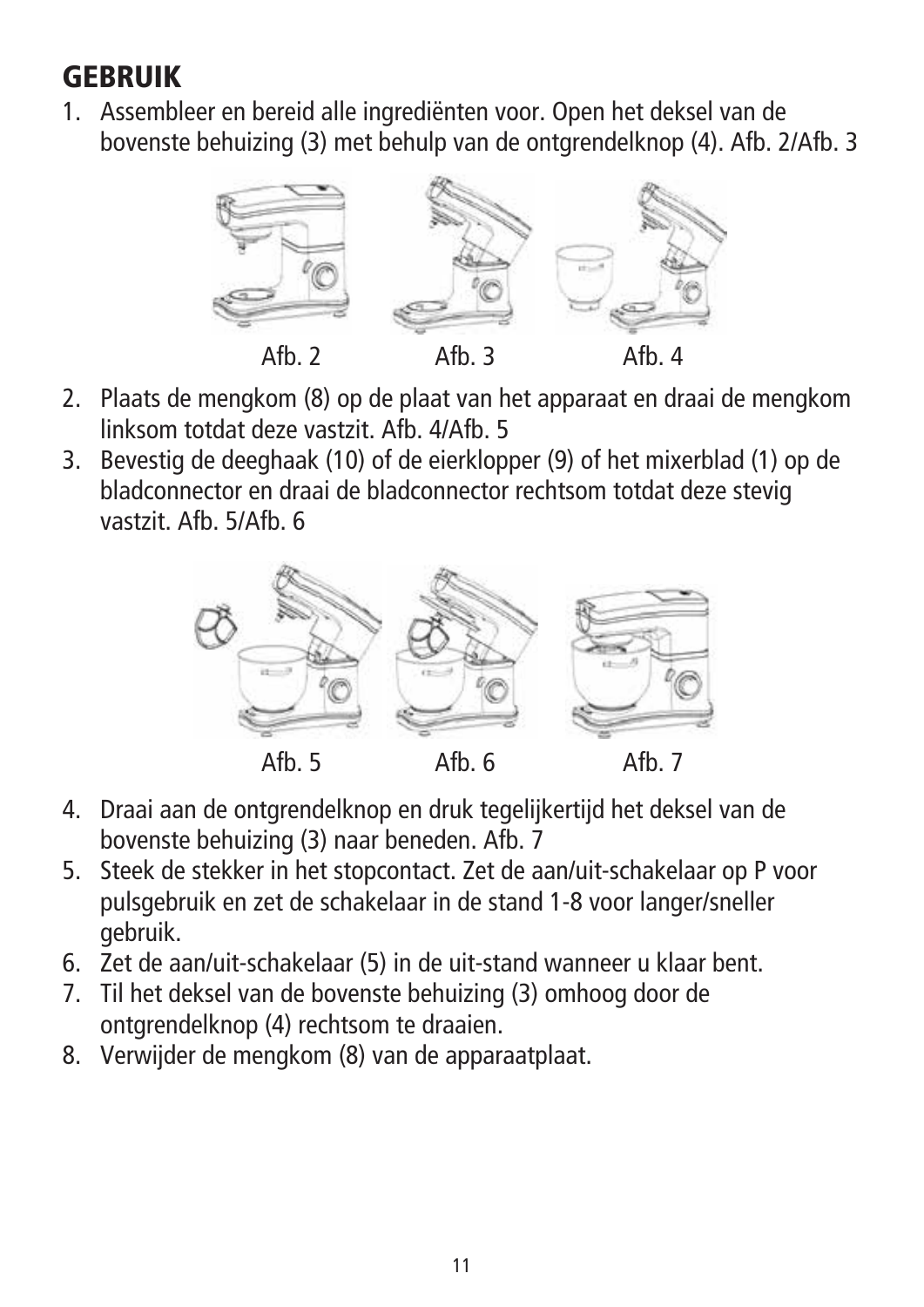# GEBRUIK

1. Assembleer en bereid alle ingrediënten voor. Open het deksel van de bovenste behuizing (3) met behulp van de ontgrendelknop (4). Afb. 2/Afb. 3

Afb. 2 Afb. 3 Afb. 4

2. Plaats de mengkom (8) op de plaat van het apparaat en draai de mengkom linksom totdat deze vastzit. Afb. 4/Afb. 5
3. Bevestig de deeghaak (10) of de eierklopper (9) of het mixerblad (1) op de bladconnector en draai de bladconnector rechtsom totdat deze stevig vastzit. Afb. 5/Afb. 6

Afb. 5 Afb. 6 Afb. 7

4. Draai aan de ontgrendelknop en druk tegelijkertijd het deksel van de bovenste behuizing (3) naar beneden. Afb. 7
5. Steek de stekker in het stopcontact. Zet de aan/uit-schakelaar op P voor pulsgebruik en zet de schakelaar in de stand 1-8 voor langer/sneller gebruik.
6. Zet de aan/uit-schakelaar (5) in de uit-stand wanneer u klaar bent.
7. Til het deksel van de bovenste behuizing (3) omhoog door de ontgrendelknop (4) rechtsom te draaien.
8. Verwijder de mengkom (8) van de apparaatplaat.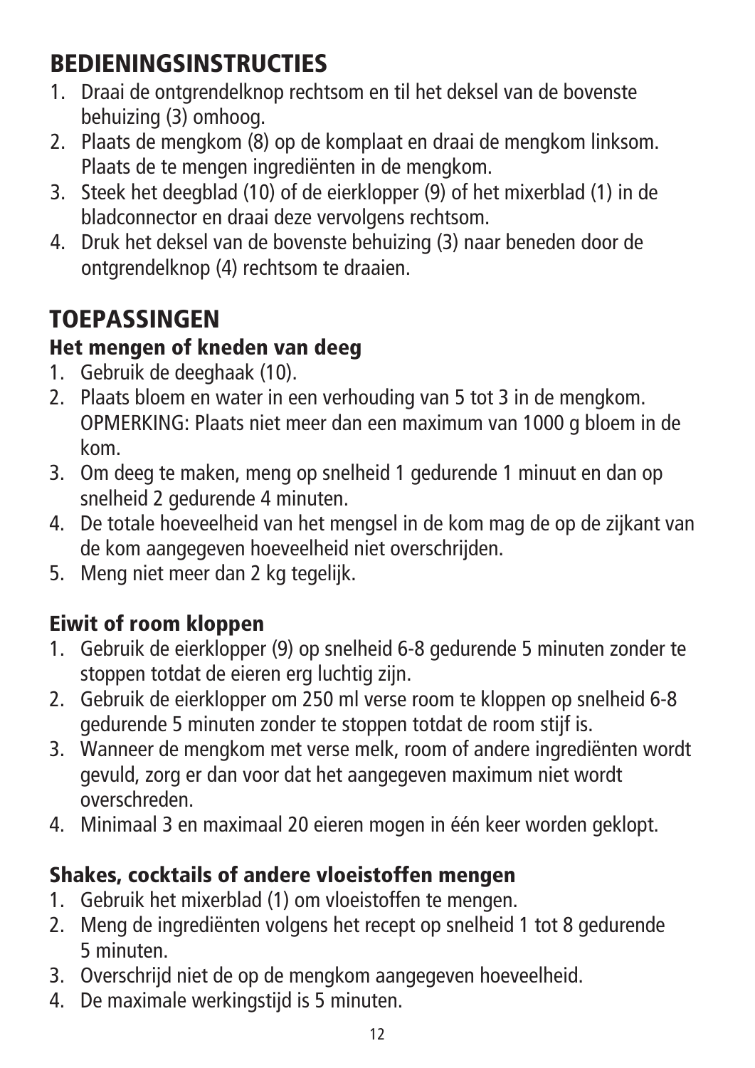## BEDIENINGSINSTRUCTIES

1. Draai de ontgrendelknop rechtsom en til het deksel van de bovenste behuizing (3) omhoog.
2. Plaats de mengkom (8) op de komplaat en draai de mengkom linksom. Plaats de te mengen ingrediënten in de mengkom.
3. Steek het deegblad (10) of de eierklopper (9) of het mixerblad (1) in de bladconnector en draai deze vervolgens rechtsom.
4. Druk het deksel van de bovenste behuizing (3) naar beneden door de ontgrendelknop (4) rechtsom te draaien.

## TOEPASSINGEN

### Het mengen of kneden van deeg

1. Gebruik de deeghaak (10).
2. Plaats bloem en water in een verhouding van 5 tot 3 in de mengkom. OPMERKING: Plaats niet meer dan een maximum van 1000 g bloem in de kom.
3. Om deeg te maken, meng op snelheid 1 gedurende 1 minuut en dan op snelheid 2 gedurende 4 minuten.
4. De totale hoeveelheid van het mengsel in de kom mag de op de zijkant van de kom aangegeven hoeveelheid niet overschrijden.
5. Meng niet meer dan 2 kg tegelijk.

### Eiwit of room kloppen

1. Gebruik de eierklopper (9) op snelheid 6-8 gedurende 5 minuten zonder te stoppen totdat de eieren erg luchtig zijn.
2. Gebruik de eierklopper om 250 ml verse room te kloppen op snelheid 6-8 gedurende 5 minuten zonder te stoppen totdat de room stijf is.
3. Wanneer de mengkom met verse melk, room of andere ingrediënten wordt gevuld, zorg er dan voor dat het aangegeven maximum niet wordt overschreden.
4. Minimaal 3 en maximaal 20 eieren mogen in één keer worden geklopt.

### Shakes, cocktails of andere vloeistoffen mengen

1. Gebruik het mixerblad (1) om vloeistoffen te mengen.
2. Meng de ingrediënten volgens het recept op snelheid 1 tot 8 gedurende 5 minuten.
3. Overschrijd niet de op de mengkom aangegeven hoeveelheid.
4. De maximale werkingstijd is 5 minuten.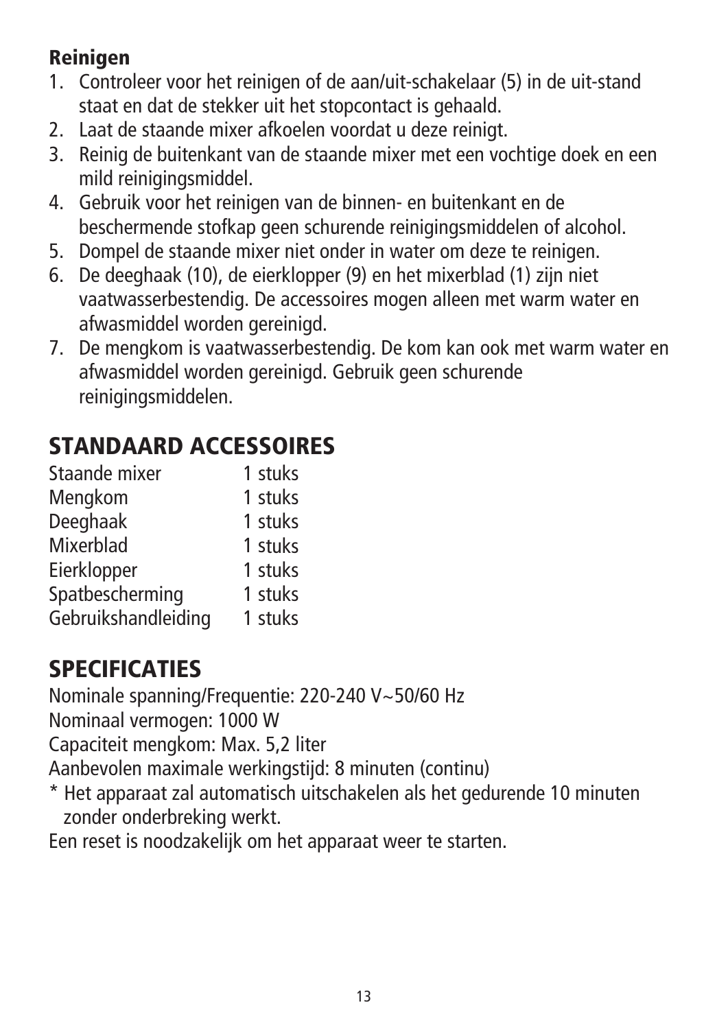### Reinigen

1. Controleer voor het reinigen of de aan/uit-schakelaar (5) in de uit-stand staat en dat de stekker uit het stopcontact is gehaald.
2. Laat de staande mixer afkoelen voordat u deze reinigt.
3. Reinig de buitenkant van de staande mixer met een vochtige doek en een mild reinigingsmiddel.
4. Gebruik voor het reinigen van de binnen- en buitenkant en de beschermende stofkap geen schurende reinigingsmiddelen of alcohol.
5. Dompel de staande mixer niet onder in water om deze te reinigen.
6. De deeghaak (10), de eierklopper (9) en het mixerblad (1) zijn niet vaatwasserbestendig. De accessoires mogen alleen met warm water en afwasmiddel worden gereinigd.
7. De mengkom is vaatwasserbestendig. De kom kan ook met warm water en afwasmiddel worden gereinigd. Gebruik geen schurende reinigingsmiddelen.

## STANDAARD ACCESSOIRES

| | |
|---|---|
| Staande mixer | 1 stuks |
| Mengkom | 1 stuks |
| Deeghaak | 1 stuks |
| Mixerblad | 1 stuks |
| Eierklopper | 1 stuks |
| Spatbescherming | 1 stuks |
| Gebruikshandleiding | 1 stuks |

## SPECIFICATIES

Nominale spanning/Frequentie: 220-240 V~50/60 Hz
Nominaal vermogen: 1000 W
Capaciteit mengkom: Max. 5,2 liter
Aanbevolen maximale werkingstijd: 8 minuten (continu)

* Het apparaat zal automatisch uitschakelen als het gedurende 10 minuten zonder onderbreking werkt.

Een reset is noodzakelijk om het apparaat weer te starten.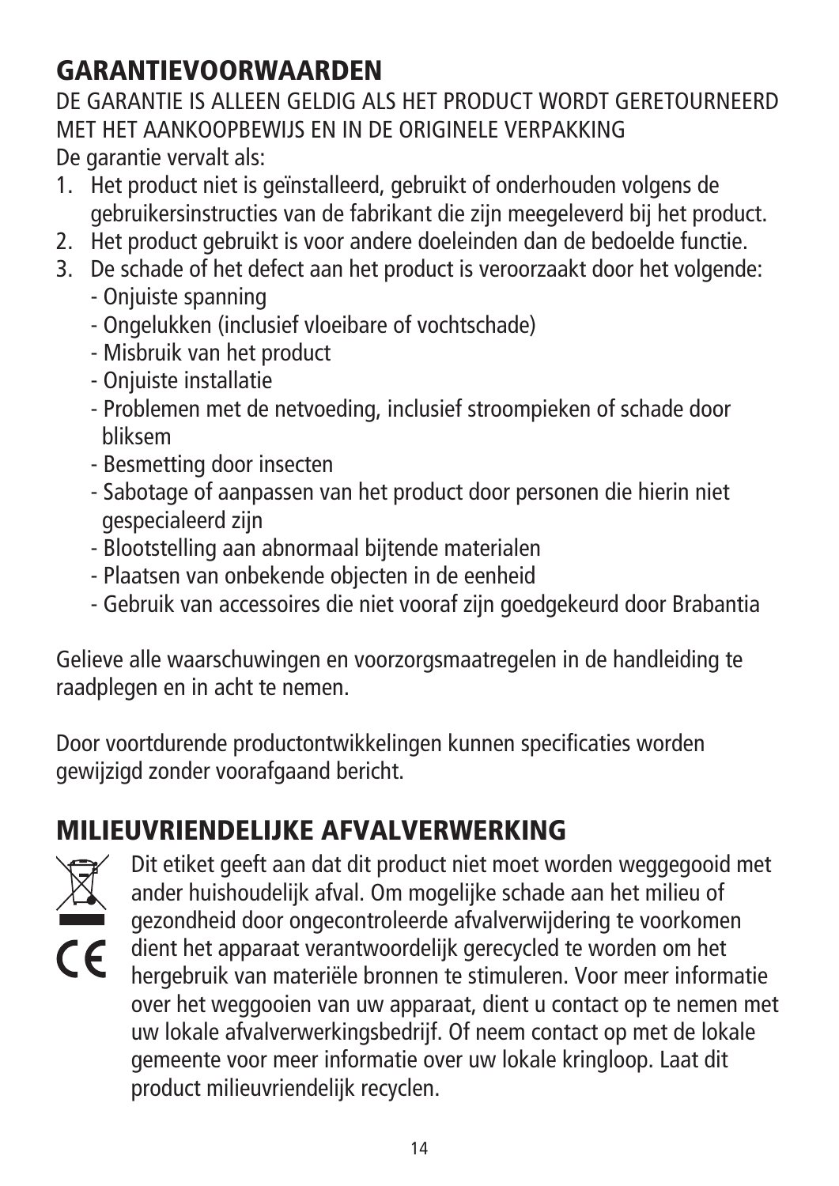## GARANTIEVOORWAARDEN

DE GARANTIE IS ALLEEN GELDIG ALS HET PRODUCT WORDT GERETOURNEERD MET HET AANKOOPBEWIJS EN IN DE ORIGINELE VERPAKKING

De garantie vervalt als:

1. Het product niet is geïnstalleerd, gebruikt of onderhouden volgens de gebruikersinstructies van de fabrikant die zijn meegeleverd bij het product.
2. Het product gebruikt is voor andere doeleinden dan de bedoelde functie.
3. De schade of het defect aan het product is veroorzaakt door het volgende:
   - Onjuiste spanning
   - Ongelukken (inclusief vloeibare of vochtschade)
   - Misbruik van het product
   - Onjuiste installatie
   - Problemen met de netvoeding, inclusief stroompieken of schade door bliksem
   - Besmetting door insecten
   - Sabotage of aanpassen van het product door personen die hierin niet gespecialeerd zijn
   - Blootstelling aan abnormaal bijtende materialen
   - Plaatsen van onbekende objecten in de eenheid
   - Gebruik van accessoires die niet vooraf zijn goedgekeurd door Brabantia

Gelieve alle waarschuwingen en voorzorgsmaatregelen in de handleiding te raadplegen en in acht te nemen.

Door voortdurende productontwikkelingen kunnen specificaties worden gewijzigd zonder voorafgaand bericht.

## MILIEUVRIENDELIJKE AFVALVERWERKING

Dit etiket geeft aan dat dit product niet moet worden weggegooid met ander huishoudelijk afval. Om mogelijke schade aan het milieu of gezondheid door ongecontroleerde afvalverwijdering te voorkomen dient het apparaat verantwoordelijk gerecycled te worden om het hergebruik van materiële bronnen te stimuleren. Voor meer informatie over het weggooien van uw apparaat, dient u contact op te nemen met uw lokale afvalverwerkingsbedrijf. Of neem contact op met de lokale gemeente voor meer informatie over uw lokale kringloop. Laat dit product milieuvriendelijk recyclen.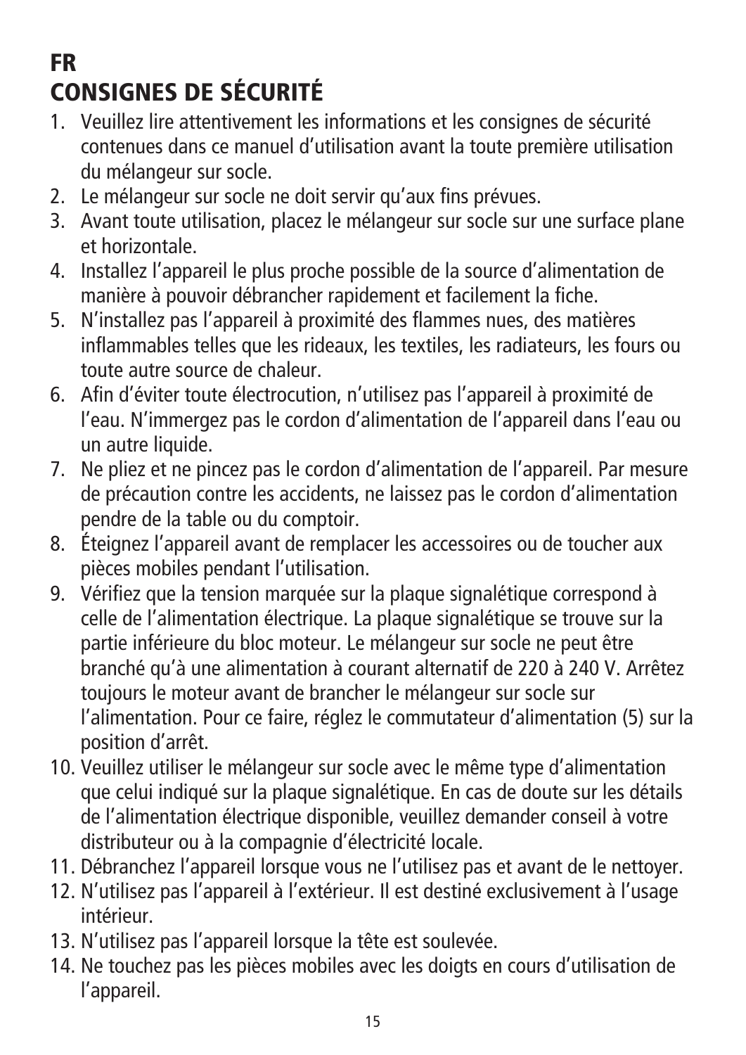# FR

## CONSIGNES DE SÉCURITÉ

1. Veuillez lire attentivement les informations et les consignes de sécurité contenues dans ce manuel d'utilisation avant la toute première utilisation du mélangeur sur socle.
2. Le mélangeur sur socle ne doit servir qu'aux fins prévues.
3. Avant toute utilisation, placez le mélangeur sur socle sur une surface plane et horizontale.
4. Installez l'appareil le plus proche possible de la source d'alimentation de manière à pouvoir débrancher rapidement et facilement la fiche.
5. N'installez pas l'appareil à proximité des flammes nues, des matières inflammables telles que les rideaux, les textiles, les radiateurs, les fours ou toute autre source de chaleur.
6. Afin d'éviter toute électrocution, n'utilisez pas l'appareil à proximité de l'eau. N'immergez pas le cordon d'alimentation de l'appareil dans l'eau ou un autre liquide.
7. Ne pliez et ne pincez pas le cordon d'alimentation de l'appareil. Par mesure de précaution contre les accidents, ne laissez pas le cordon d'alimentation pendre de la table ou du comptoir.
8. Éteignez l'appareil avant de remplacer les accessoires ou de toucher aux pièces mobiles pendant l'utilisation.
9. Vérifiez que la tension marquée sur la plaque signalétique correspond à celle de l'alimentation électrique. La plaque signalétique se trouve sur la partie inférieure du bloc moteur. Le mélangeur sur socle ne peut être branché qu'à une alimentation à courant alternatif de 220 à 240 V. Arrêtez toujours le moteur avant de brancher le mélangeur sur socle sur l'alimentation. Pour ce faire, réglez le commutateur d'alimentation (5) sur la position d'arrêt.
10. Veuillez utiliser le mélangeur sur socle avec le même type d'alimentation que celui indiqué sur la plaque signalétique. En cas de doute sur les détails de l'alimentation électrique disponible, veuillez demander conseil à votre distributeur ou à la compagnie d'électricité locale.
11. Débranchez l'appareil lorsque vous ne l'utilisez pas et avant de le nettoyer.
12. N'utilisez pas l'appareil à l'extérieur. Il est destiné exclusivement à l'usage intérieur.
13. N'utilisez pas l'appareil lorsque la tête est soulevée.
14. Ne touchez pas les pièces mobiles avec les doigts en cours d'utilisation de l'appareil.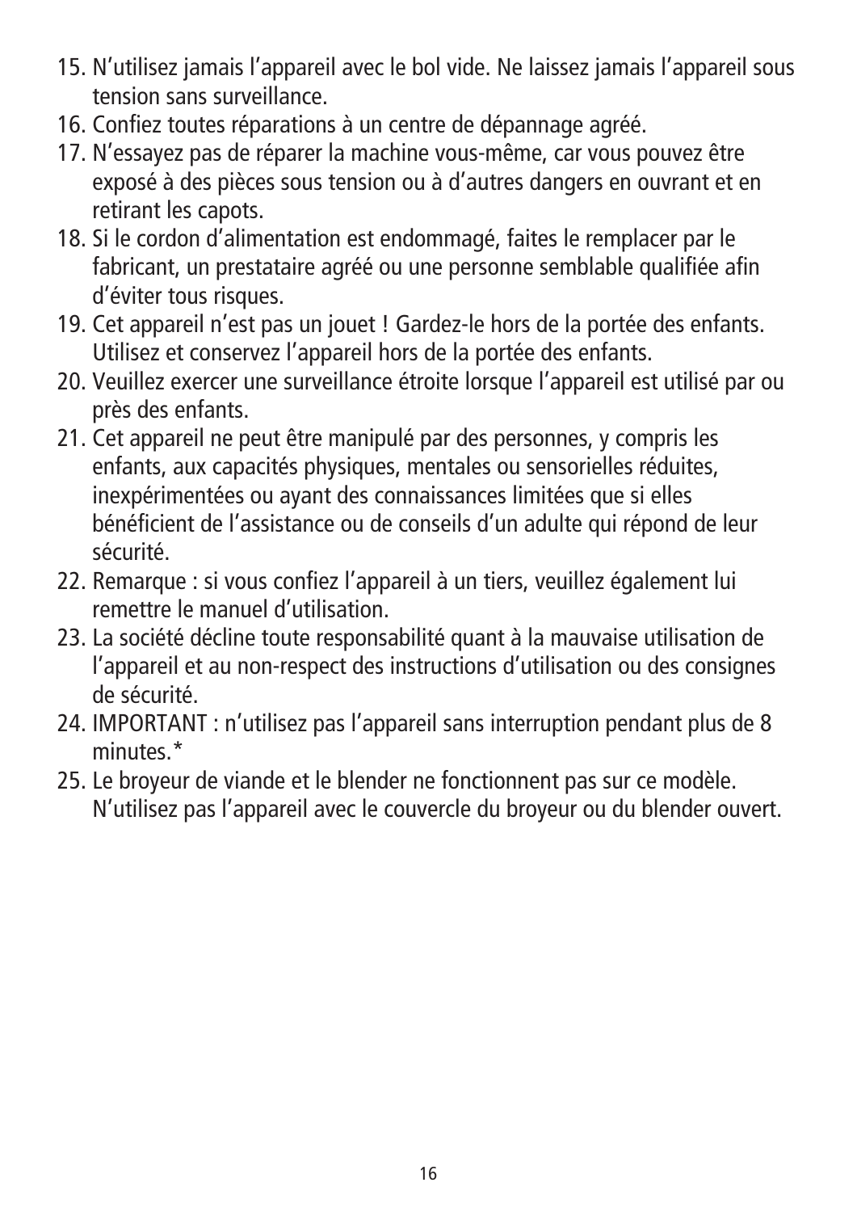15. N'utilisez jamais l'appareil avec le bol vide. Ne laissez jamais l'appareil sous tension sans surveillance.
16. Confiez toutes réparations à un centre de dépannage agréé.
17. N'essayez pas de réparer la machine vous-même, car vous pouvez être exposé à des pièces sous tension ou à d'autres dangers en ouvrant et en retirant les capots.
18. Si le cordon d'alimentation est endommagé, faites le remplacer par le fabricant, un prestataire agréé ou une personne semblable qualifiée afin d'éviter tous risques.
19. Cet appareil n'est pas un jouet ! Gardez-le hors de la portée des enfants. Utilisez et conservez l'appareil hors de la portée des enfants.
20. Veuillez exercer une surveillance étroite lorsque l'appareil est utilisé par ou près des enfants.
21. Cet appareil ne peut être manipulé par des personnes, y compris les enfants, aux capacités physiques, mentales ou sensorielles réduites, inexpérimentées ou ayant des connaissances limitées que si elles bénéficient de l'assistance ou de conseils d'un adulte qui répond de leur sécurité.
22. Remarque : si vous confiez l'appareil à un tiers, veuillez également lui remettre le manuel d'utilisation.
23. La société décline toute responsabilité quant à la mauvaise utilisation de l'appareil et au non-respect des instructions d'utilisation ou des consignes de sécurité.
24. IMPORTANT : n'utilisez pas l'appareil sans interruption pendant plus de 8 minutes.*
25. Le broyeur de viande et le blender ne fonctionnent pas sur ce modèle. N'utilisez pas l'appareil avec le couvercle du broyeur ou du blender ouvert.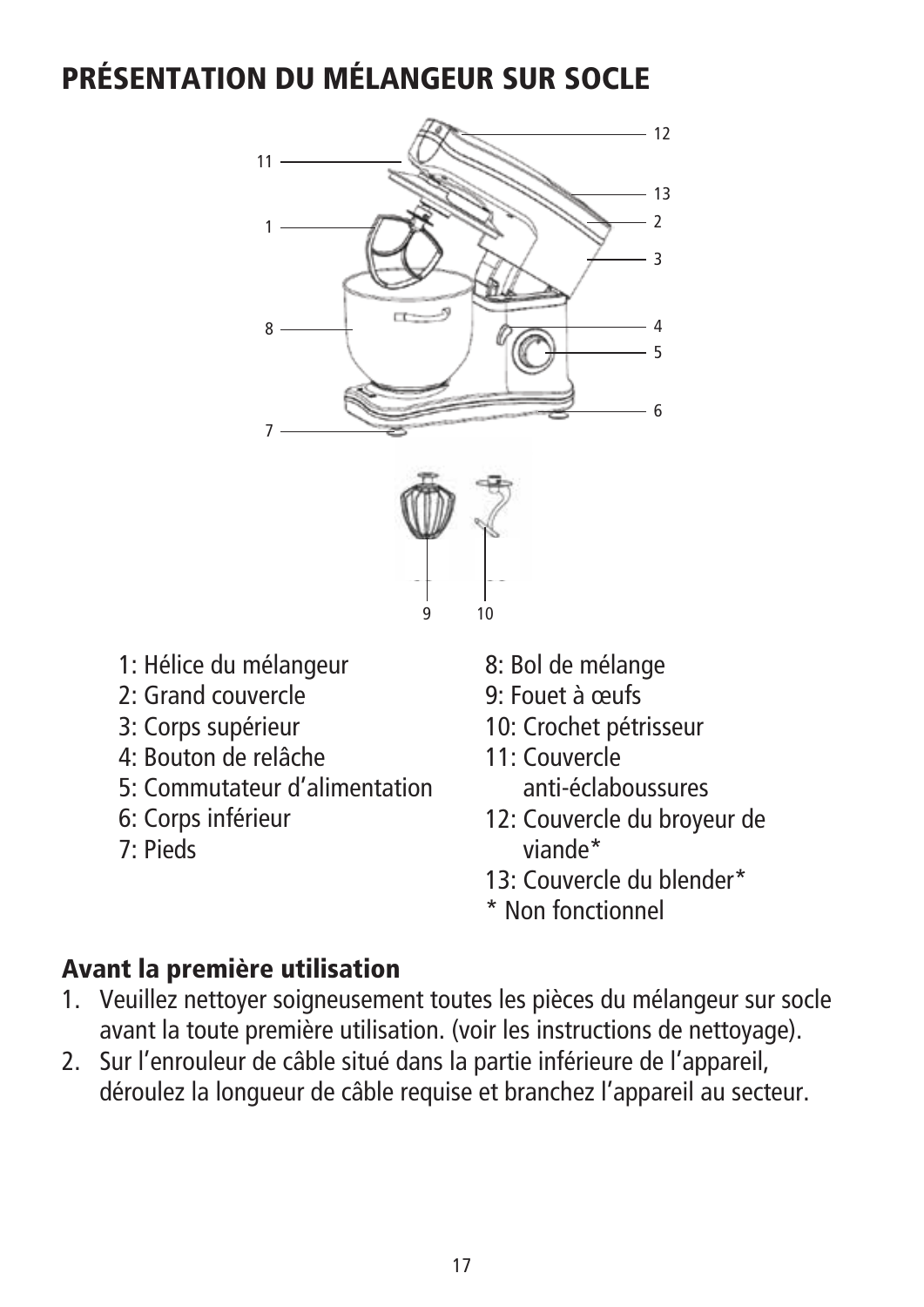# PRÉSENTATION DU MÉLANGEUR SUR SOCLE

1: Hélice du mélangeur
2: Grand couvercle
3: Corps supérieur
4: Bouton de relâche
5: Commutateur d'alimentation
6: Corps inférieur
7: Pieds
8: Bol de mélange
9: Fouet à œufs
10: Crochet pétrisseur
11: Couvercle anti-éclaboussures
12: Couvercle du broyeur de viande*
13: Couvercle du blender*
* Non fonctionnel

## Avant la première utilisation

1. Veuillez nettoyer soigneusement toutes les pièces du mélangeur sur socle avant la toute première utilisation. (voir les instructions de nettoyage).
2. Sur l'enrouleur de câble situé dans la partie inférieure de l'appareil, déroulez la longueur de câble requise et branchez l'appareil au secteur.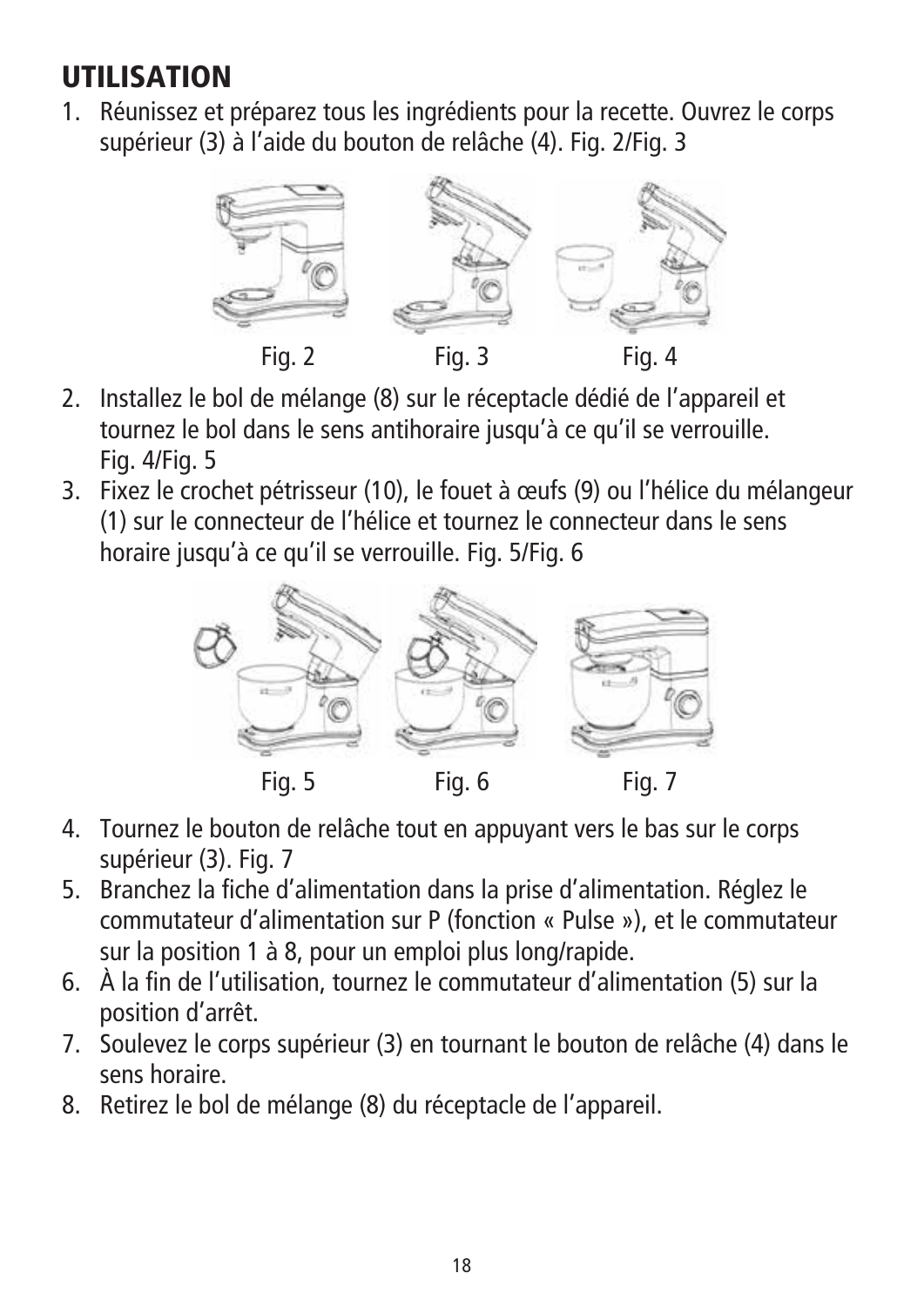# UTILISATION

1. Réunissez et préparez tous les ingrédients pour la recette. Ouvrez le corps supérieur (3) à l'aide du bouton de relâche (4). Fig. 2/Fig. 3

Fig. 2 Fig. 3 Fig. 4

2. Installez le bol de mélange (8) sur le réceptacle dédié de l'appareil et tournez le bol dans le sens antihoraire jusqu'à ce qu'il se verrouille. Fig. 4/Fig. 5
3. Fixez le crochet pétrisseur (10), le fouet à œufs (9) ou l'hélice du mélangeur (1) sur le connecteur de l'hélice et tournez le connecteur dans le sens horaire jusqu'à ce qu'il se verrouille. Fig. 5/Fig. 6

Fig. 5 Fig. 6 Fig. 7

4. Tournez le bouton de relâche tout en appuyant vers le bas sur le corps supérieur (3). Fig. 7
5. Branchez la fiche d'alimentation dans la prise d'alimentation. Réglez le commutateur d'alimentation sur P (fonction « Pulse »), et le commutateur sur la position 1 à 8, pour un emploi plus long/rapide.
6. À la fin de l'utilisation, tournez le commutateur d'alimentation (5) sur la position d'arrêt.
7. Soulevez le corps supérieur (3) en tournant le bouton de relâche (4) dans le sens horaire.
8. Retirez le bol de mélange (8) du réceptacle de l'appareil.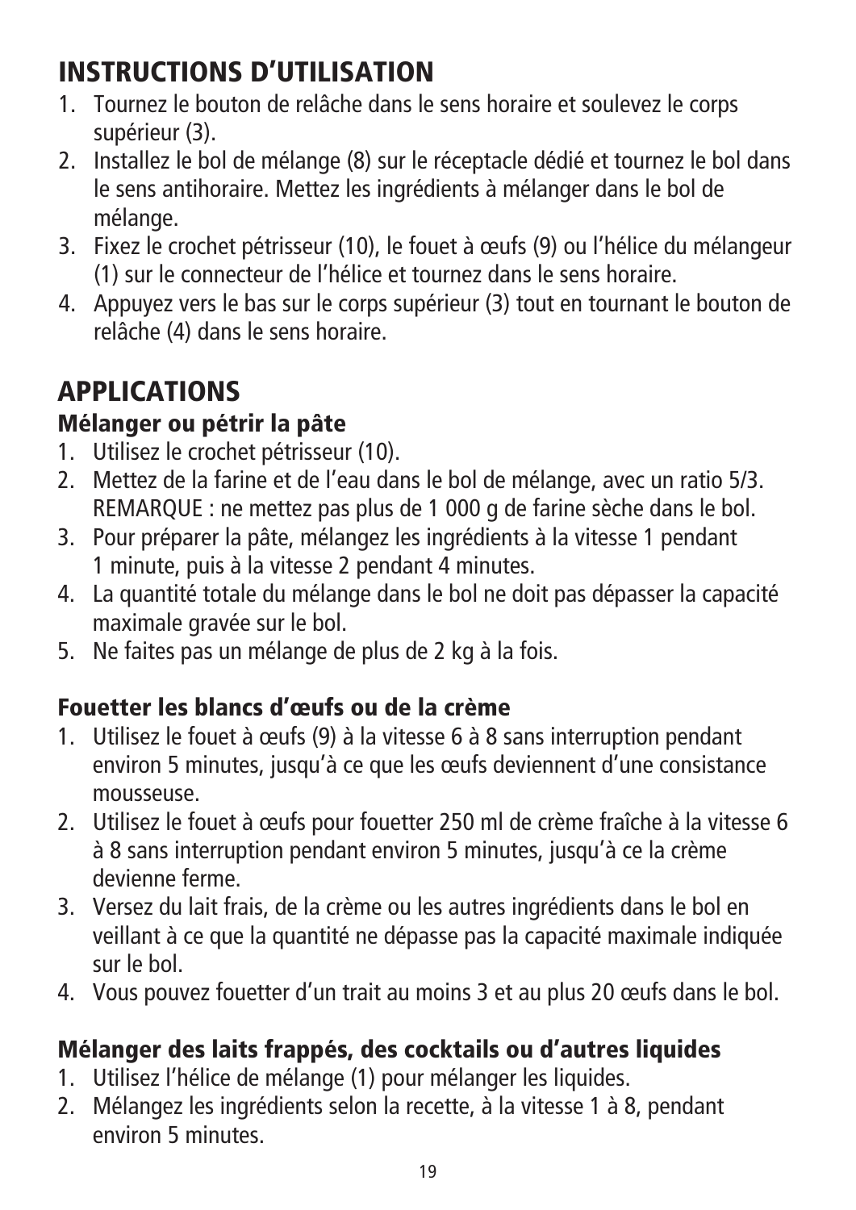## INSTRUCTIONS D'UTILISATION

1. Tournez le bouton de relâche dans le sens horaire et soulevez le corps supérieur (3).
2. Installez le bol de mélange (8) sur le réceptacle dédié et tournez le bol dans le sens antihoraire. Mettez les ingrédients à mélanger dans le bol de mélange.
3. Fixez le crochet pétrisseur (10), le fouet à œufs (9) ou l'hélice du mélangeur (1) sur le connecteur de l'hélice et tournez dans le sens horaire.
4. Appuyez vers le bas sur le corps supérieur (3) tout en tournant le bouton de relâche (4) dans le sens horaire.

## APPLICATIONS

### Mélanger ou pétrir la pâte

1. Utilisez le crochet pétrisseur (10).
2. Mettez de la farine et de l'eau dans le bol de mélange, avec un ratio 5/3. REMARQUE : ne mettez pas plus de 1 000 g de farine sèche dans le bol.
3. Pour préparer la pâte, mélangez les ingrédients à la vitesse 1 pendant 1 minute, puis à la vitesse 2 pendant 4 minutes.
4. La quantité totale du mélange dans le bol ne doit pas dépasser la capacité maximale gravée sur le bol.
5. Ne faites pas un mélange de plus de 2 kg à la fois.

### Fouetter les blancs d'œufs ou de la crème

1. Utilisez le fouet à œufs (9) à la vitesse 6 à 8 sans interruption pendant environ 5 minutes, jusqu'à ce que les œufs deviennent d'une consistance mousseuse.
2. Utilisez le fouet à œufs pour fouetter 250 ml de crème fraîche à la vitesse 6 à 8 sans interruption pendant environ 5 minutes, jusqu'à ce la crème devienne ferme.
3. Versez du lait frais, de la crème ou les autres ingrédients dans le bol en veillant à ce que la quantité ne dépasse pas la capacité maximale indiquée sur le bol.
4. Vous pouvez fouetter d'un trait au moins 3 et au plus 20 œufs dans le bol.

### Mélanger des laits frappés, des cocktails ou d'autres liquides

1. Utilisez l'hélice de mélange (1) pour mélanger les liquides.
2. Mélangez les ingrédients selon la recette, à la vitesse 1 à 8, pendant environ 5 minutes.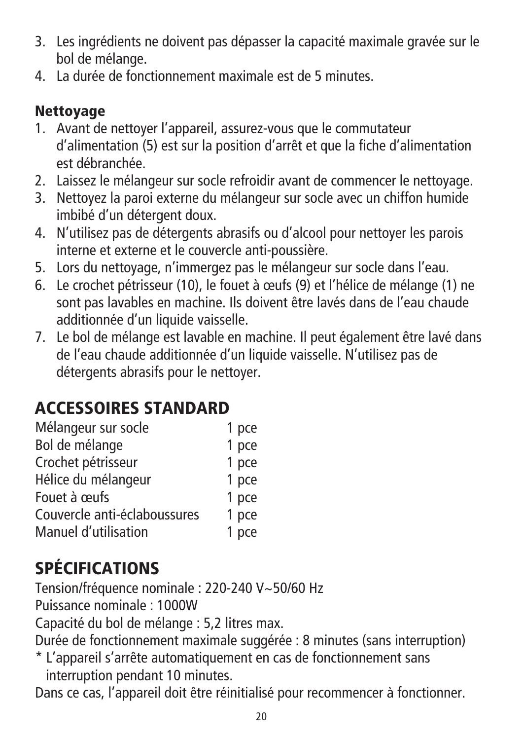3. Les ingrédients ne doivent pas dépasser la capacité maximale gravée sur le bol de mélange.
4. La durée de fonctionnement maximale est de 5 minutes.

### Nettoyage

1. Avant de nettoyer l'appareil, assurez-vous que le commutateur d'alimentation (5) est sur la position d'arrêt et que la fiche d'alimentation est débranchée.
2. Laissez le mélangeur sur socle refroidir avant de commencer le nettoyage.
3. Nettoyez la paroi externe du mélangeur sur socle avec un chiffon humide imbibé d'un détergent doux.
4. N'utilisez pas de détergents abrasifs ou d'alcool pour nettoyer les parois interne et externe et le couvercle anti-poussière.
5. Lors du nettoyage, n'immergez pas le mélangeur sur socle dans l'eau.
6. Le crochet pétrisseur (10), le fouet à œufs (9) et l'hélice de mélange (1) ne sont pas lavables en machine. Ils doivent être lavés dans de l'eau chaude additionnée d'un liquide vaisselle.
7. Le bol de mélange est lavable en machine. Il peut également être lavé dans de l'eau chaude additionnée d'un liquide vaisselle. N'utilisez pas de détergents abrasifs pour le nettoyer.

## ACCESSOIRES STANDARD

| | |
|---|---|
| Mélangeur sur socle | 1 pce |
| Bol de mélange | 1 pce |
| Crochet pétrisseur | 1 pce |
| Hélice du mélangeur | 1 pce |
| Fouet à œufs | 1 pce |
| Couvercle anti-éclaboussures | 1 pce |
| Manuel d'utilisation | 1 pce |

## SPÉCIFICATIONS

Tension/fréquence nominale : 220-240 V~50/60 Hz

Puissance nominale : 1000W

Capacité du bol de mélange : 5,2 litres max.

Durée de fonctionnement maximale suggérée : 8 minutes (sans interruption)

* L'appareil s'arrête automatiquement en cas de fonctionnement sans interruption pendant 10 minutes.

Dans ce cas, l'appareil doit être réinitialisé pour recommencer à fonctionner.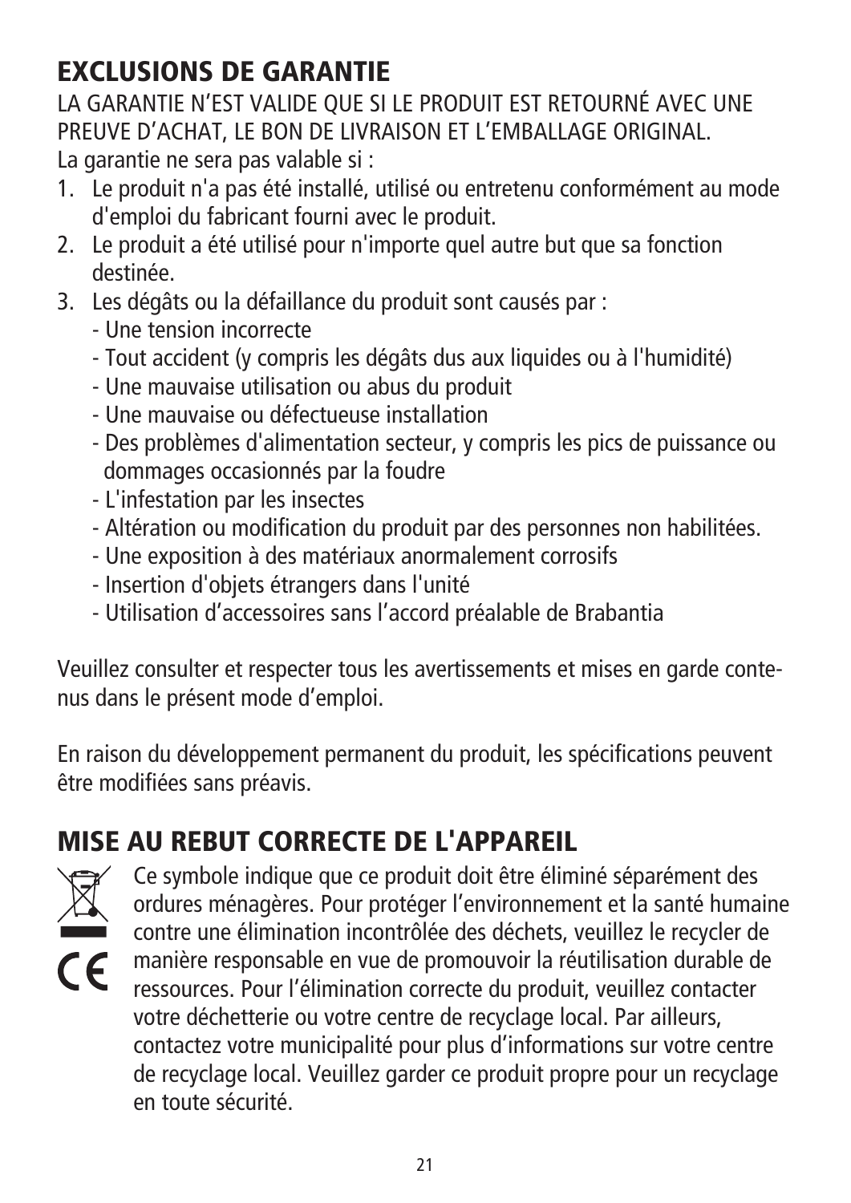## EXCLUSIONS DE GARANTIE

LA GARANTIE N'EST VALIDE QUE SI LE PRODUIT EST RETOURNÉ AVEC UNE PREUVE D'ACHAT, LE BON DE LIVRAISON ET L'EMBALLAGE ORIGINAL.

La garantie ne sera pas valable si :

1. Le produit n'a pas été installé, utilisé ou entretenu conformément au mode d'emploi du fabricant fourni avec le produit.
2. Le produit a été utilisé pour n'importe quel autre but que sa fonction destinée.
3. Les dégâts ou la défaillance du produit sont causés par :
   - Une tension incorrecte
   - Tout accident (y compris les dégâts dus aux liquides ou à l'humidité)
   - Une mauvaise utilisation ou abus du produit
   - Une mauvaise ou défectueuse installation
   - Des problèmes d'alimentation secteur, y compris les pics de puissance ou dommages occasionnés par la foudre
   - L'infestation par les insectes
   - Altération ou modification du produit par des personnes non habilitées.
   - Une exposition à des matériaux anormalement corrosifs
   - Insertion d'objets étrangers dans l'unité
   - Utilisation d'accessoires sans l'accord préalable de Brabantia

Veuillez consulter et respecter tous les avertissements et mises en garde contenus dans le présent mode d'emploi.

En raison du développement permanent du produit, les spécifications peuvent être modifiées sans préavis.

## MISE AU REBUT CORRECTE DE L'APPAREIL

Ce symbole indique que ce produit doit être éliminé séparément des ordures ménagères. Pour protéger l'environnement et la santé humaine contre une élimination incontrôlée des déchets, veuillez le recycler de manière responsable en vue de promouvoir la réutilisation durable de ressources. Pour l'élimination correcte du produit, veuillez contacter votre déchetterie ou votre centre de recyclage local. Par ailleurs, contactez votre municipalité pour plus d'informations sur votre centre de recyclage local. Veuillez garder ce produit propre pour un recyclage en toute sécurité.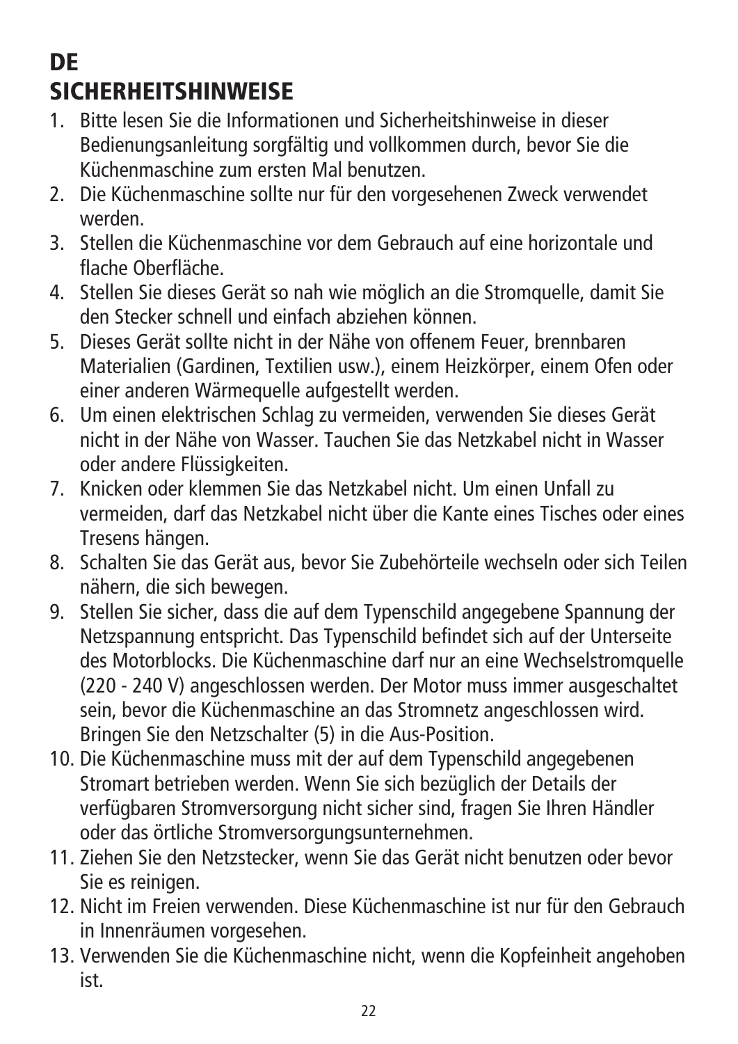# DE

## SICHERHEITSHINWEISE

1. Bitte lesen Sie die Informationen und Sicherheitshinweise in dieser Bedienungsanleitung sorgfältig und vollkommen durch, bevor Sie die Küchenmaschine zum ersten Mal benutzen.
2. Die Küchenmaschine sollte nur für den vorgesehenen Zweck verwendet werden.
3. Stellen die Küchenmaschine vor dem Gebrauch auf eine horizontale und flache Oberfläche.
4. Stellen Sie dieses Gerät so nah wie möglich an die Stromquelle, damit Sie den Stecker schnell und einfach abziehen können.
5. Dieses Gerät sollte nicht in der Nähe von offenem Feuer, brennbaren Materialien (Gardinen, Textilien usw.), einem Heizkörper, einem Ofen oder einer anderen Wärmequelle aufgestellt werden.
6. Um einen elektrischen Schlag zu vermeiden, verwenden Sie dieses Gerät nicht in der Nähe von Wasser. Tauchen Sie das Netzkabel nicht in Wasser oder andere Flüssigkeiten.
7. Knicken oder klemmen Sie das Netzkabel nicht. Um einen Unfall zu vermeiden, darf das Netzkabel nicht über die Kante eines Tisches oder eines Tresens hängen.
8. Schalten Sie das Gerät aus, bevor Sie Zubehörteile wechseln oder sich Teilen nähern, die sich bewegen.
9. Stellen Sie sicher, dass die auf dem Typenschild angegebene Spannung der Netzspannung entspricht. Das Typenschild befindet sich auf der Unterseite des Motorblocks. Die Küchenmaschine darf nur an eine Wechselstromquelle (220 - 240 V) angeschlossen werden. Der Motor muss immer ausgeschaltet sein, bevor die Küchenmaschine an das Stromnetz angeschlossen wird. Bringen Sie den Netzschalter (5) in die Aus-Position.
10. Die Küchenmaschine muss mit der auf dem Typenschild angegebenen Stromart betrieben werden. Wenn Sie sich bezüglich der Details der verfügbaren Stromversorgung nicht sicher sind, fragen Sie Ihren Händler oder das örtliche Stromversorgungsunternehmen.
11. Ziehen Sie den Netzstecker, wenn Sie das Gerät nicht benutzen oder bevor Sie es reinigen.
12. Nicht im Freien verwenden. Diese Küchenmaschine ist nur für den Gebrauch in Innenräumen vorgesehen.
13. Verwenden Sie die Küchenmaschine nicht, wenn die Kopfeinheit angehoben ist.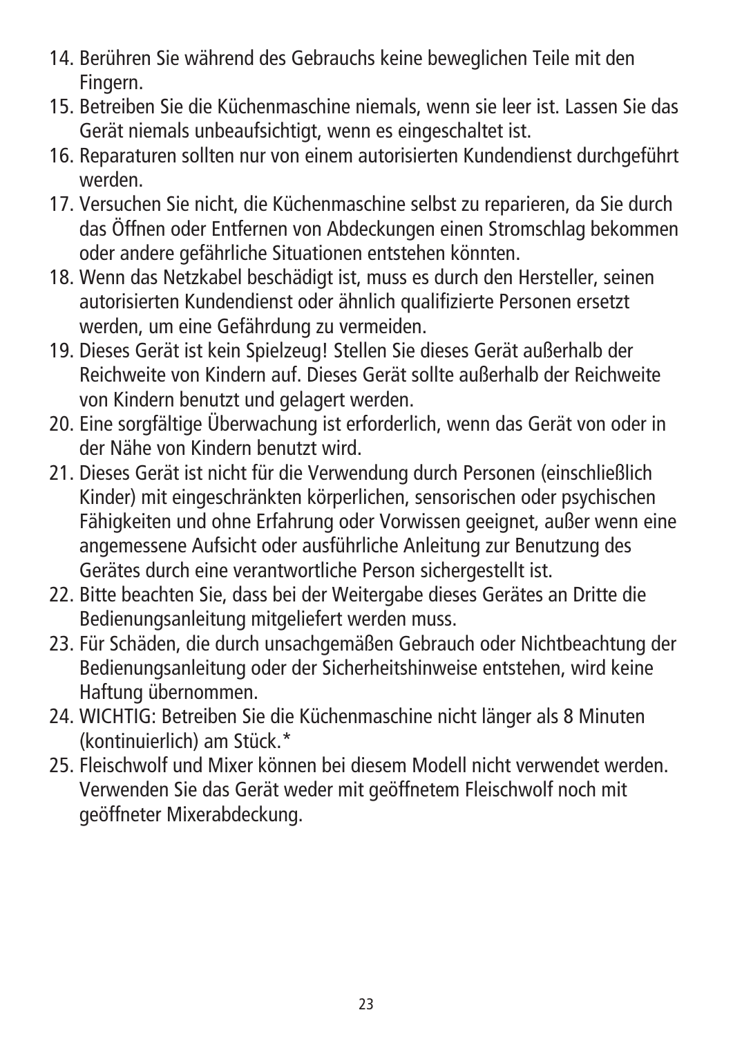14. Berühren Sie während des Gebrauchs keine beweglichen Teile mit den Fingern.
15. Betreiben Sie die Küchenmaschine niemals, wenn sie leer ist. Lassen Sie das Gerät niemals unbeaufsichtigt, wenn es eingeschaltet ist.
16. Reparaturen sollten nur von einem autorisierten Kundendienst durchgeführt werden.
17. Versuchen Sie nicht, die Küchenmaschine selbst zu reparieren, da Sie durch das Öffnen oder Entfernen von Abdeckungen einen Stromschlag bekommen oder andere gefährliche Situationen entstehen könnten.
18. Wenn das Netzkabel beschädigt ist, muss es durch den Hersteller, seinen autorisierten Kundendienst oder ähnlich qualifizierte Personen ersetzt werden, um eine Gefährdung zu vermeiden.
19. Dieses Gerät ist kein Spielzeug! Stellen Sie dieses Gerät außerhalb der Reichweite von Kindern auf. Dieses Gerät sollte außerhalb der Reichweite von Kindern benutzt und gelagert werden.
20. Eine sorgfältige Überwachung ist erforderlich, wenn das Gerät von oder in der Nähe von Kindern benutzt wird.
21. Dieses Gerät ist nicht für die Verwendung durch Personen (einschließlich Kinder) mit eingeschränkten körperlichen, sensorischen oder psychischen Fähigkeiten und ohne Erfahrung oder Vorwissen geeignet, außer wenn eine angemessene Aufsicht oder ausführliche Anleitung zur Benutzung des Gerätes durch eine verantwortliche Person sichergestellt ist.
22. Bitte beachten Sie, dass bei der Weitergabe dieses Gerätes an Dritte die Bedienungsanleitung mitgeliefert werden muss.
23. Für Schäden, die durch unsachgemäßen Gebrauch oder Nichtbeachtung der Bedienungsanleitung oder der Sicherheitshinweise entstehen, wird keine Haftung übernommen.
24. WICHTIG: Betreiben Sie die Küchenmaschine nicht länger als 8 Minuten (kontinuierlich) am Stück.*
25. Fleischwolf und Mixer können bei diesem Modell nicht verwendet werden. Verwenden Sie das Gerät weder mit geöffnetem Fleischwolf noch mit geöffneter Mixerabdeckung.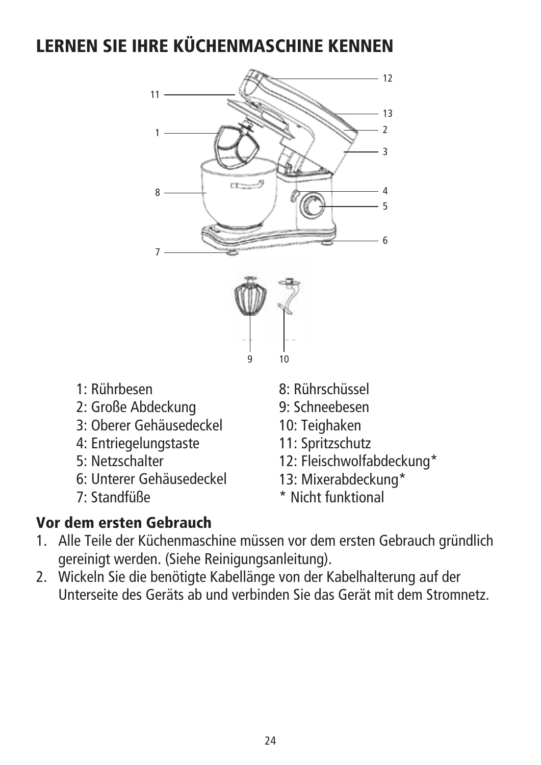# LERNEN SIE IHRE KÜCHENMASCHINE KENNEN

1: Rührbesen
2: Große Abdeckung
3: Oberer Gehäusedeckel
4: Entriegelungstaste
5: Netzschalter
6: Unterer Gehäusedeckel
7: Standfüße
8: Rührschüssel
9: Schneebesen
10: Teighaken
11: Spritzschutz
12: Fleischwolfabdeckung*
13: Mixerabdeckung*
* Nicht funktional

## Vor dem ersten Gebrauch

1. Alle Teile der Küchenmaschine müssen vor dem ersten Gebrauch gründlich gereinigt werden. (Siehe Reinigungsanleitung).
2. Wickeln Sie die benötigte Kabellänge von der Kabelhalterung auf der Unterseite des Geräts ab und verbinden Sie das Gerät mit dem Stromnetz.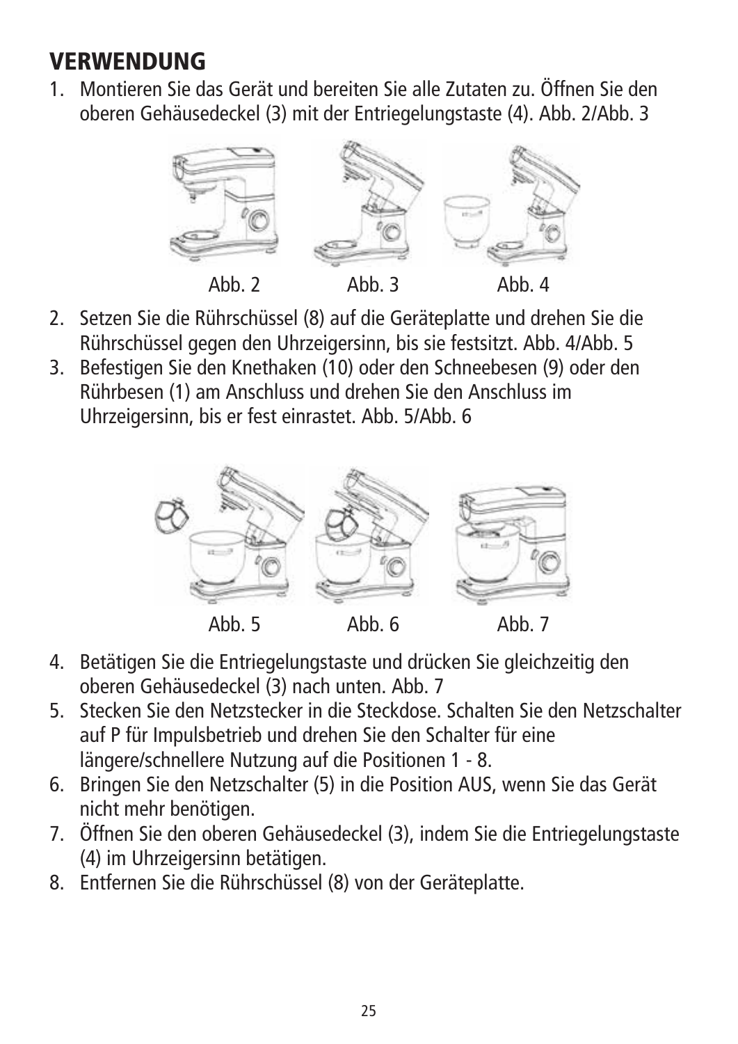## VERWENDUNG

1. Montieren Sie das Gerät und bereiten Sie alle Zutaten zu. Öffnen Sie den oberen Gehäusedeckel (3) mit der Entriegelungstaste (4). Abb. 2/Abb. 3

Abb. 2 Abb. 3 Abb. 4

2. Setzen Sie die Rührschüssel (8) auf die Geräteplatte und drehen Sie die Rührschüssel gegen den Uhrzeigersinn, bis sie festsitzt. Abb. 4/Abb. 5
3. Befestigen Sie den Knethaken (10) oder den Schneebesen (9) oder den Rührbesen (1) am Anschluss und drehen Sie den Anschluss im Uhrzeigersinn, bis er fest einrastet. Abb. 5/Abb. 6

Abb. 5 Abb. 6 Abb. 7

4. Betätigen Sie die Entriegelungstaste und drücken Sie gleichzeitig den oberen Gehäusedeckel (3) nach unten. Abb. 7
5. Stecken Sie den Netzstecker in die Steckdose. Schalten Sie den Netzschalter auf P für Impulsbetrieb und drehen Sie den Schalter für eine längere/schnellere Nutzung auf die Positionen 1 - 8.
6. Bringen Sie den Netzschalter (5) in die Position AUS, wenn Sie das Gerät nicht mehr benötigen.
7. Öffnen Sie den oberen Gehäusedeckel (3), indem Sie die Entriegelungstaste (4) im Uhrzeigersinn betätigen.
8. Entfernen Sie die Rührschüssel (8) von der Geräteplatte.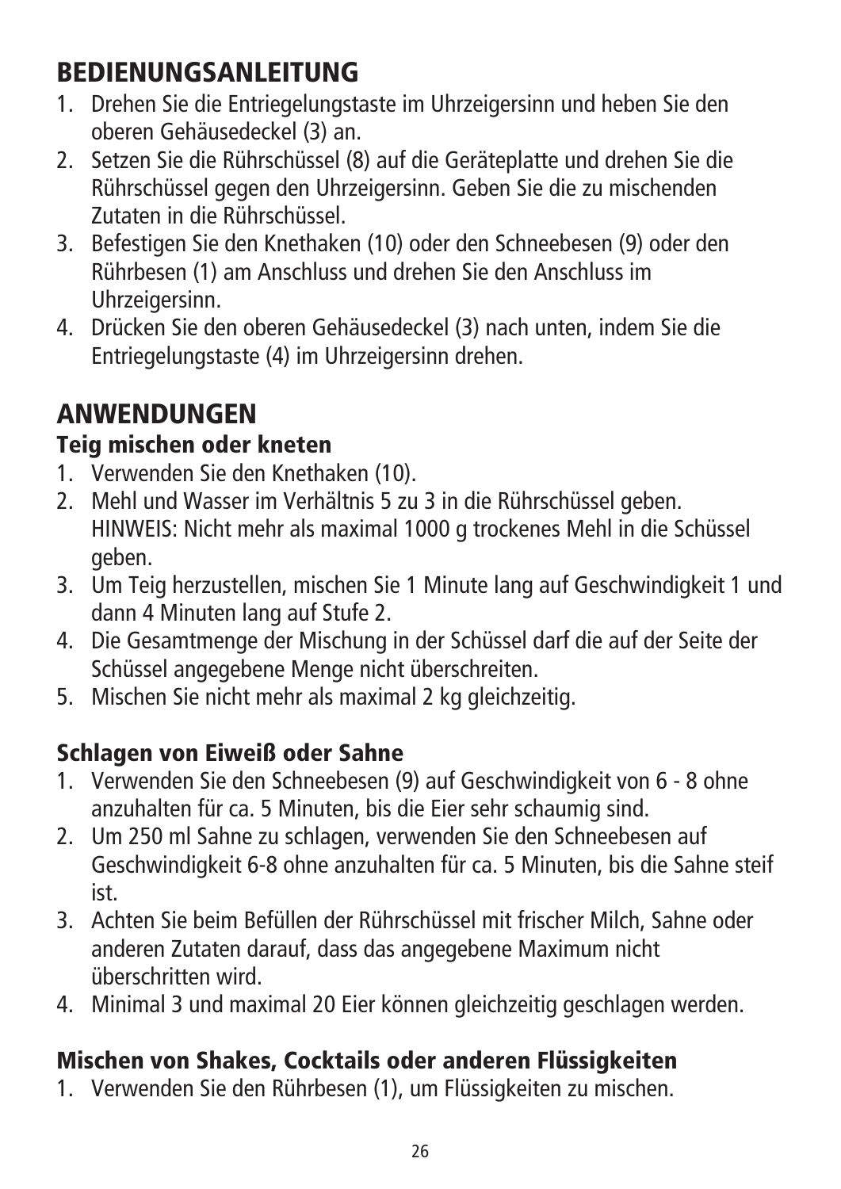## BEDIENUNGSANLEITUNG

1. Drehen Sie die Entriegelungstaste im Uhrzeigersinn und heben Sie den oberen Gehäusedeckel (3) an.
2. Setzen Sie die Rührschüssel (8) auf die Geräteplatte und drehen Sie die Rührschüssel gegen den Uhrzeigersinn. Geben Sie die zu mischenden Zutaten in die Rührschüssel.
3. Befestigen Sie den Knethaken (10) oder den Schneebesen (9) oder den Rührbesen (1) am Anschluss und drehen Sie den Anschluss im Uhrzeigersinn.
4. Drücken Sie den oberen Gehäusedeckel (3) nach unten, indem Sie die Entriegelungstaste (4) im Uhrzeigersinn drehen.

## ANWENDUNGEN

### Teig mischen oder kneten

1. Verwenden Sie den Knethaken (10).
2. Mehl und Wasser im Verhältnis 5 zu 3 in die Rührschüssel geben. HINWEIS: Nicht mehr als maximal 1000 g trockenes Mehl in die Schüssel geben.
3. Um Teig herzustellen, mischen Sie 1 Minute lang auf Geschwindigkeit 1 und dann 4 Minuten lang auf Stufe 2.
4. Die Gesamtmenge der Mischung in der Schüssel darf die auf der Seite der Schüssel angegebene Menge nicht überschreiten.
5. Mischen Sie nicht mehr als maximal 2 kg gleichzeitig.

### Schlagen von Eiweiß oder Sahne

1. Verwenden Sie den Schneebesen (9) auf Geschwindigkeit von 6 - 8 ohne anzuhalten für ca. 5 Minuten, bis die Eier sehr schaumig sind.
2. Um 250 ml Sahne zu schlagen, verwenden Sie den Schneebesen auf Geschwindigkeit 6-8 ohne anzuhalten für ca. 5 Minuten, bis die Sahne steif ist.
3. Achten Sie beim Befüllen der Rührschüssel mit frischer Milch, Sahne oder anderen Zutaten darauf, dass das angegebene Maximum nicht überschritten wird.
4. Minimal 3 und maximal 20 Eier können gleichzeitig geschlagen werden.

### Mischen von Shakes, Cocktails oder anderen Flüssigkeiten

1. Verwenden Sie den Rührbesen (1), um Flüssigkeiten zu mischen.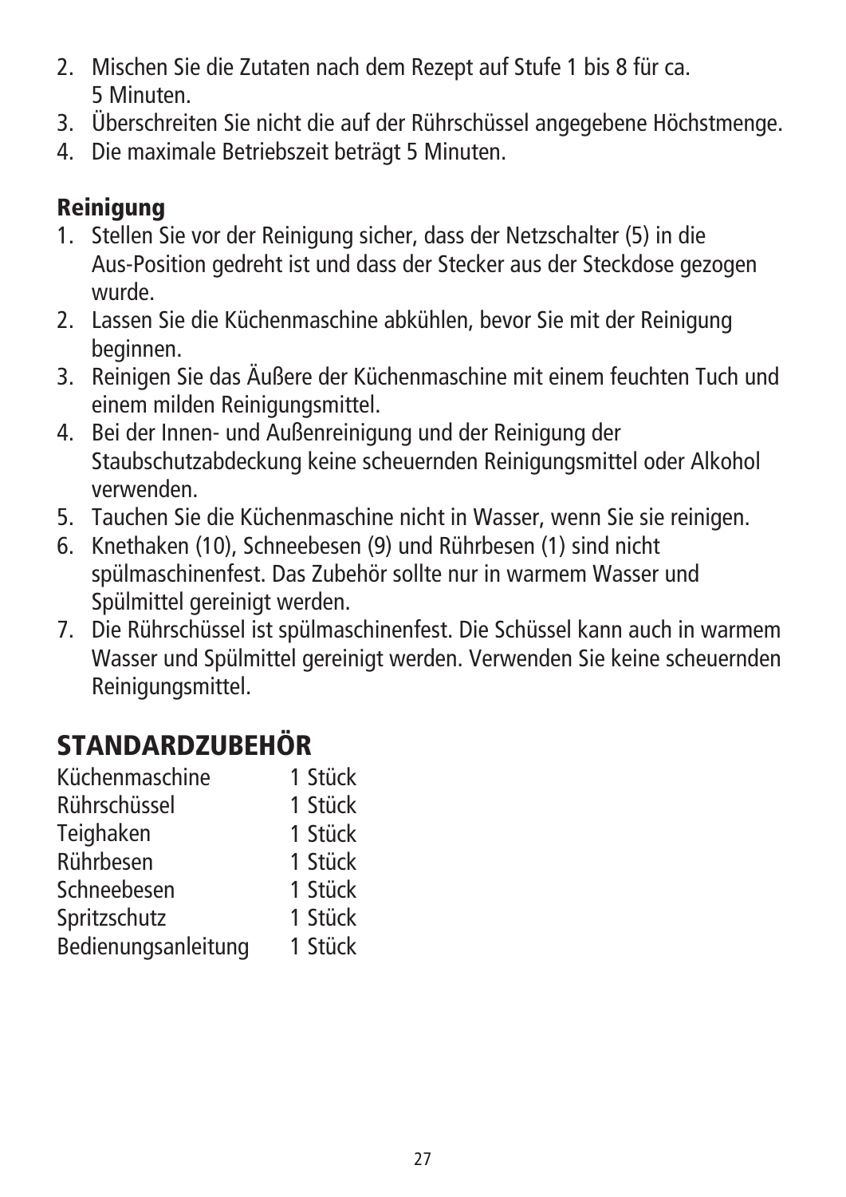2. Mischen Sie die Zutaten nach dem Rezept auf Stufe 1 bis 8 für ca. 5 Minuten.
3. Überschreiten Sie nicht die auf der Rührschüssel angegebene Höchstmenge.
4. Die maximale Betriebszeit beträgt 5 Minuten.

### Reinigung

1. Stellen Sie vor der Reinigung sicher, dass der Netzschalter (5) in die Aus-Position gedreht ist und dass der Stecker aus der Steckdose gezogen wurde.
2. Lassen Sie die Küchenmaschine abkühlen, bevor Sie mit der Reinigung beginnen.
3. Reinigen Sie das Äußere der Küchenmaschine mit einem feuchten Tuch und einem milden Reinigungsmittel.
4. Bei der Innen- und Außenreinigung und der Reinigung der Staubschutzabdeckung keine scheuernden Reinigungsmittel oder Alkohol verwenden.
5. Tauchen Sie die Küchenmaschine nicht in Wasser, wenn Sie sie reinigen.
6. Knethaken (10), Schneebesen (9) und Rührbesen (1) sind nicht spülmaschinenfest. Das Zubehör sollte nur in warmem Wasser und Spülmittel gereinigt werden.
7. Die Rührschüssel ist spülmaschinenfest. Die Schüssel kann auch in warmem Wasser und Spülmittel gereinigt werden. Verwenden Sie keine scheuernden Reinigungsmittel.

## STANDARDZUBEHÖR

| | |
|---|---|
| Küchenmaschine | 1 Stück |
| Rührschüssel | 1 Stück |
| Teighaken | 1 Stück |
| Rührbesen | 1 Stück |
| Schneebesen | 1 Stück |
| Spritzschutz | 1 Stück |
| Bedienungsanleitung | 1 Stück |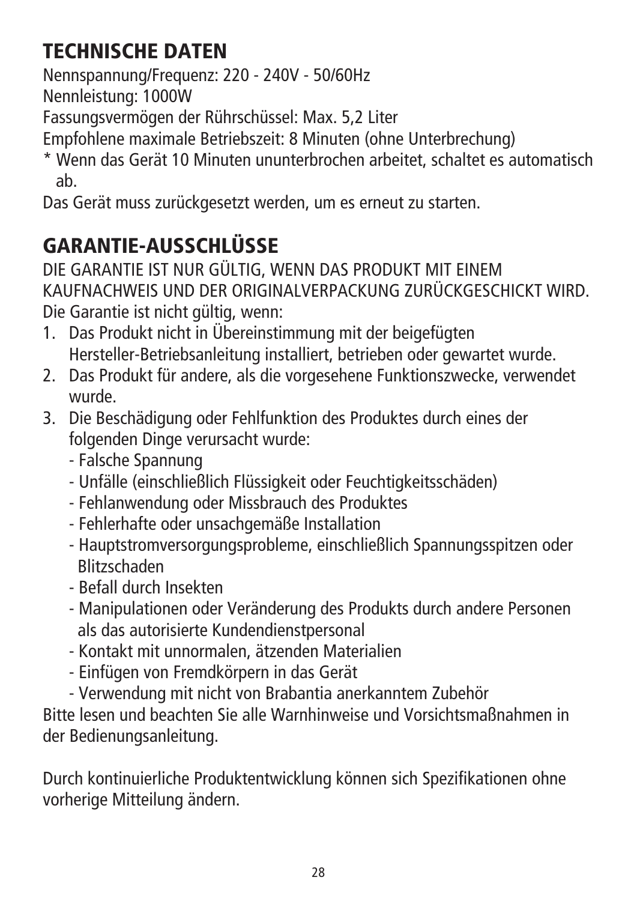## TECHNISCHE DATEN

Nennspannung/Frequenz: 220 - 240V - 50/60Hz
Nennleistung: 1000W
Fassungsvermögen der Rührschüssel: Max. 5,2 Liter
Empfohlene maximale Betriebszeit: 8 Minuten (ohne Unterbrechung)
* Wenn das Gerät 10 Minuten ununterbrochen arbeitet, schaltet es automatisch ab.

Das Gerät muss zurückgesetzt werden, um es erneut zu starten.

## GARANTIE-AUSSCHLÜSSE

DIE GARANTIE IST NUR GÜLTIG, WENN DAS PRODUKT MIT EINEM KAUFNACHWEIS UND DER ORIGINALVERPACKUNG ZURÜCKGESCHICKT WIRD.
Die Garantie ist nicht gültig, wenn:

1. Das Produkt nicht in Übereinstimmung mit der beigefügten Hersteller-Betriebsanleitung installiert, betrieben oder gewartet wurde.
2. Das Produkt für andere, als die vorgesehene Funktionszwecke, verwendet wurde.
3. Die Beschädigung oder Fehlfunktion des Produktes durch eines der folgenden Dinge verursacht wurde:
   - Falsche Spannung
   - Unfälle (einschließlich Flüssigkeit oder Feuchtigkeitsschäden)
   - Fehlanwendung oder Missbrauch des Produktes
   - Fehlerhafte oder unsachgemäße Installation
   - Hauptstromversorgungsprobleme, einschließlich Spannungsspitzen oder Blitzschaden
   - Befall durch Insekten
   - Manipulationen oder Veränderung des Produkts durch andere Personen als das autorisierte Kundendienstpersonal
   - Kontakt mit unnormalen, ätzenden Materialien
   - Einfügen von Fremdkörpern in das Gerät
   - Verwendung mit nicht von Brabantia anerkanntem Zubehör

Bitte lesen und beachten Sie alle Warnhinweise und Vorsichtsmaßnahmen in der Bedienungsanleitung.

Durch kontinuierliche Produktentwicklung können sich Spezifikationen ohne vorherige Mitteilung ändern.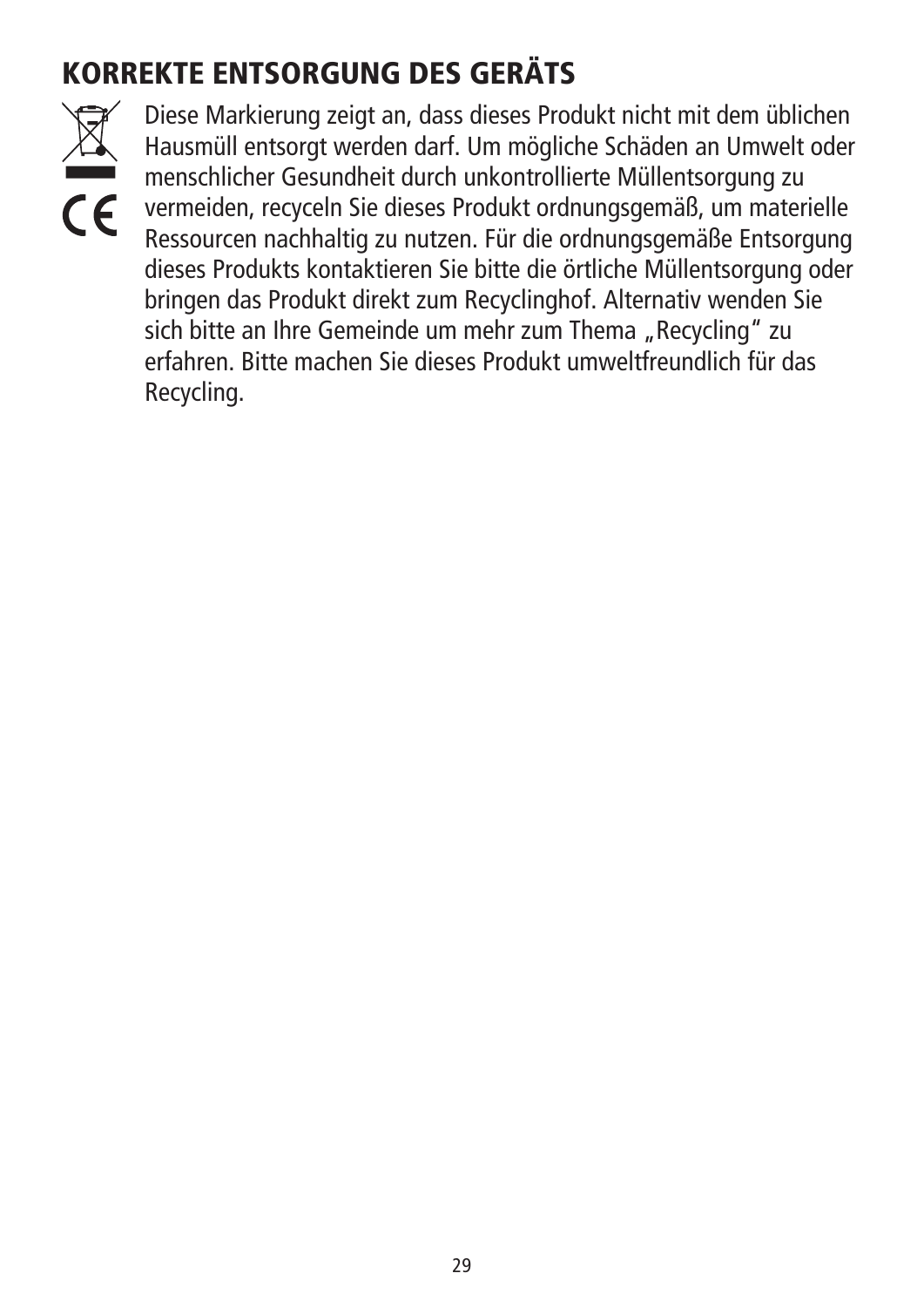## KORREKTE ENTSORGUNG DES GERÄTS

Diese Markierung zeigt an, dass dieses Produkt nicht mit dem üblichen Hausmüll entsorgt werden darf. Um mögliche Schäden an Umwelt oder menschlicher Gesundheit durch unkontrollierte Müllentsorgung zu vermeiden, recyceln Sie dieses Produkt ordnungsgemäß, um materielle Ressourcen nachhaltig zu nutzen. Für die ordnungsgemäße Entsorgung dieses Produkts kontaktieren Sie bitte die örtliche Müllentsorgung oder bringen das Produkt direkt zum Recyclinghof. Alternativ wenden Sie sich bitte an Ihre Gemeinde um mehr zum Thema „Recycling" zu erfahren. Bitte machen Sie dieses Produkt umweltfreundlich für das Recycling.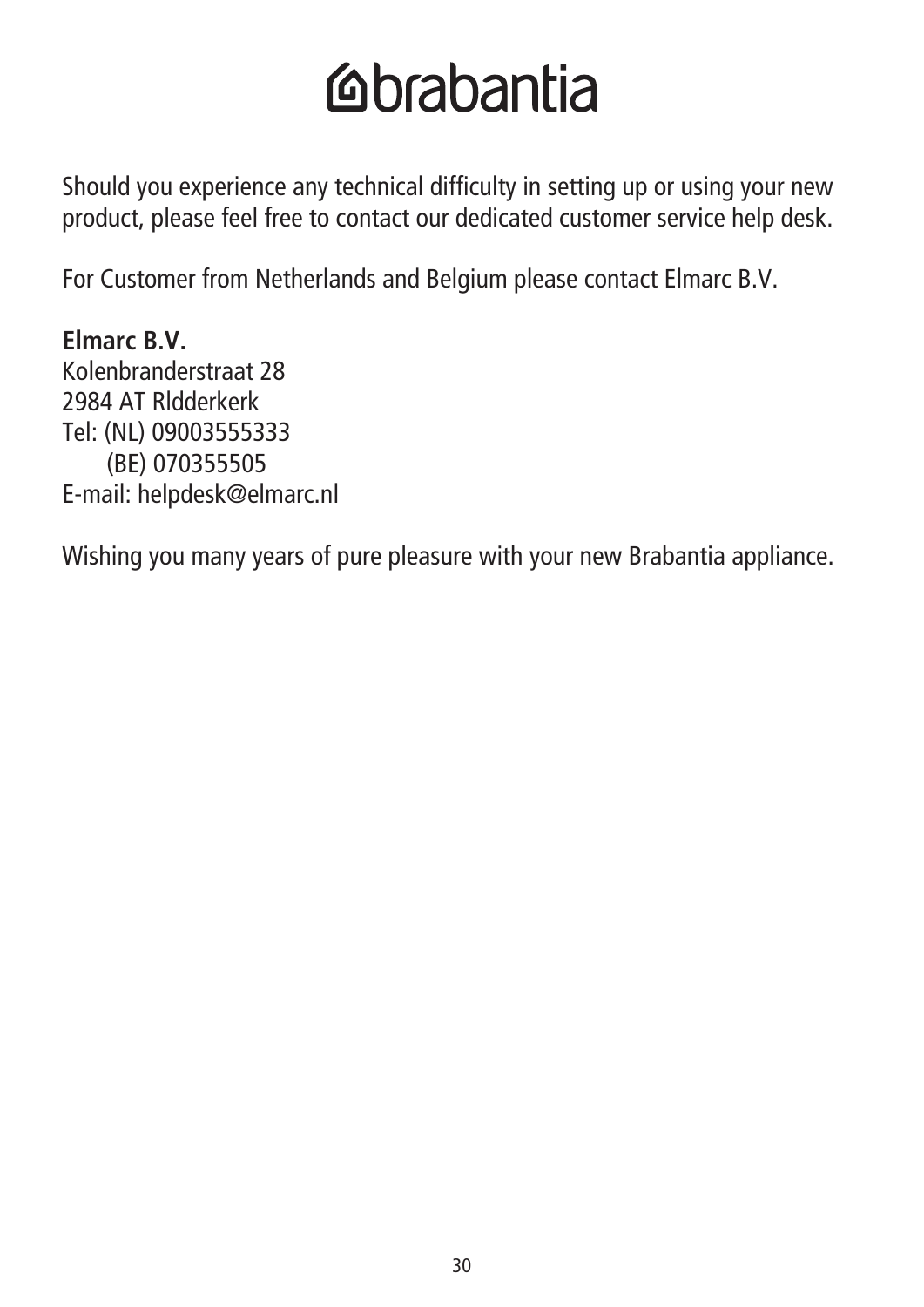# brabantia

Should you experience any technical difficulty in setting up or using your new product, please feel free to contact our dedicated customer service help desk.

For Customer from Netherlands and Belgium please contact Elmarc B.V.

**Elmarc B.V.**  
Kolenbranderstraat 28  
2984 AT Rldderkerk  
Tel: (NL) 09003555333  
      (BE) 070355505  
E-mail: helpdesk@elmarc.nl

Wishing you many years of pure pleasure with your new Brabantia appliance.